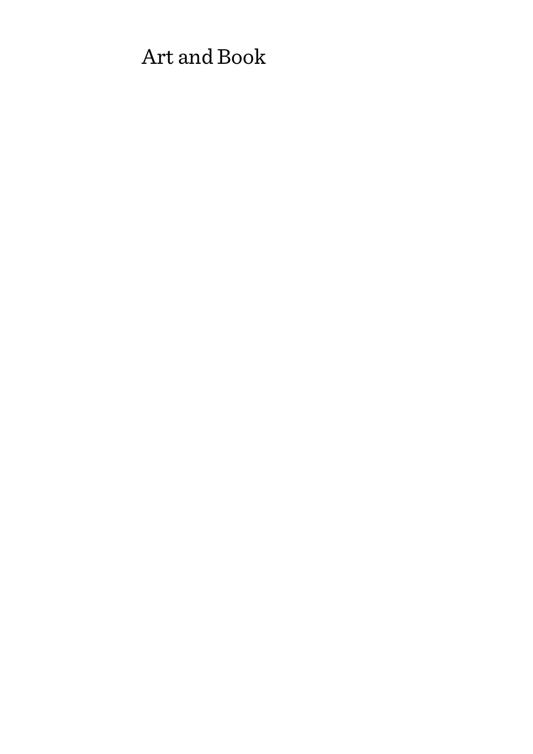# Art and Book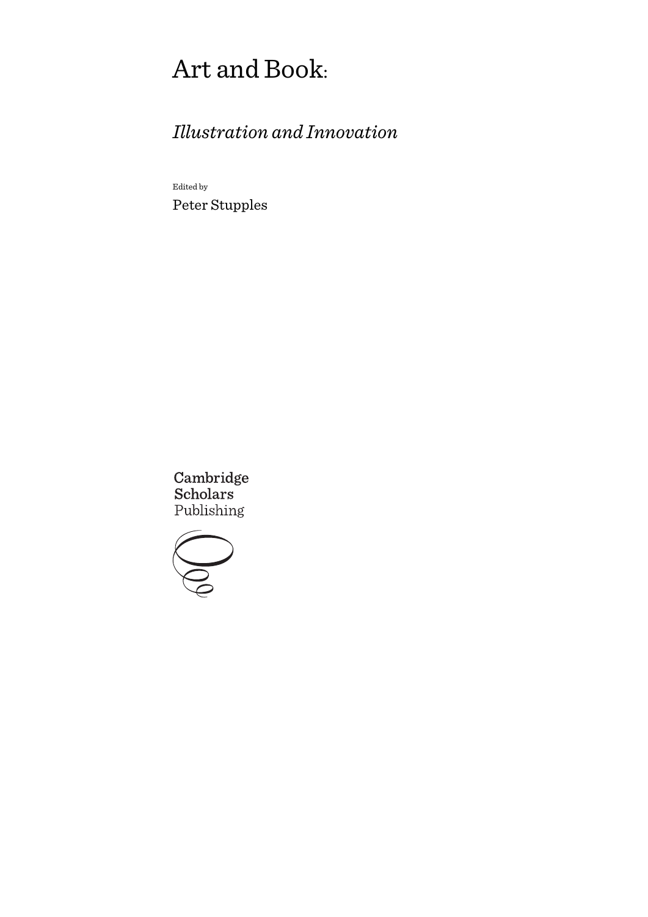# Art and Book:

## *Illustration and Innovation*

Edited by

Peter Stupples

Cambridge Scholars Publishing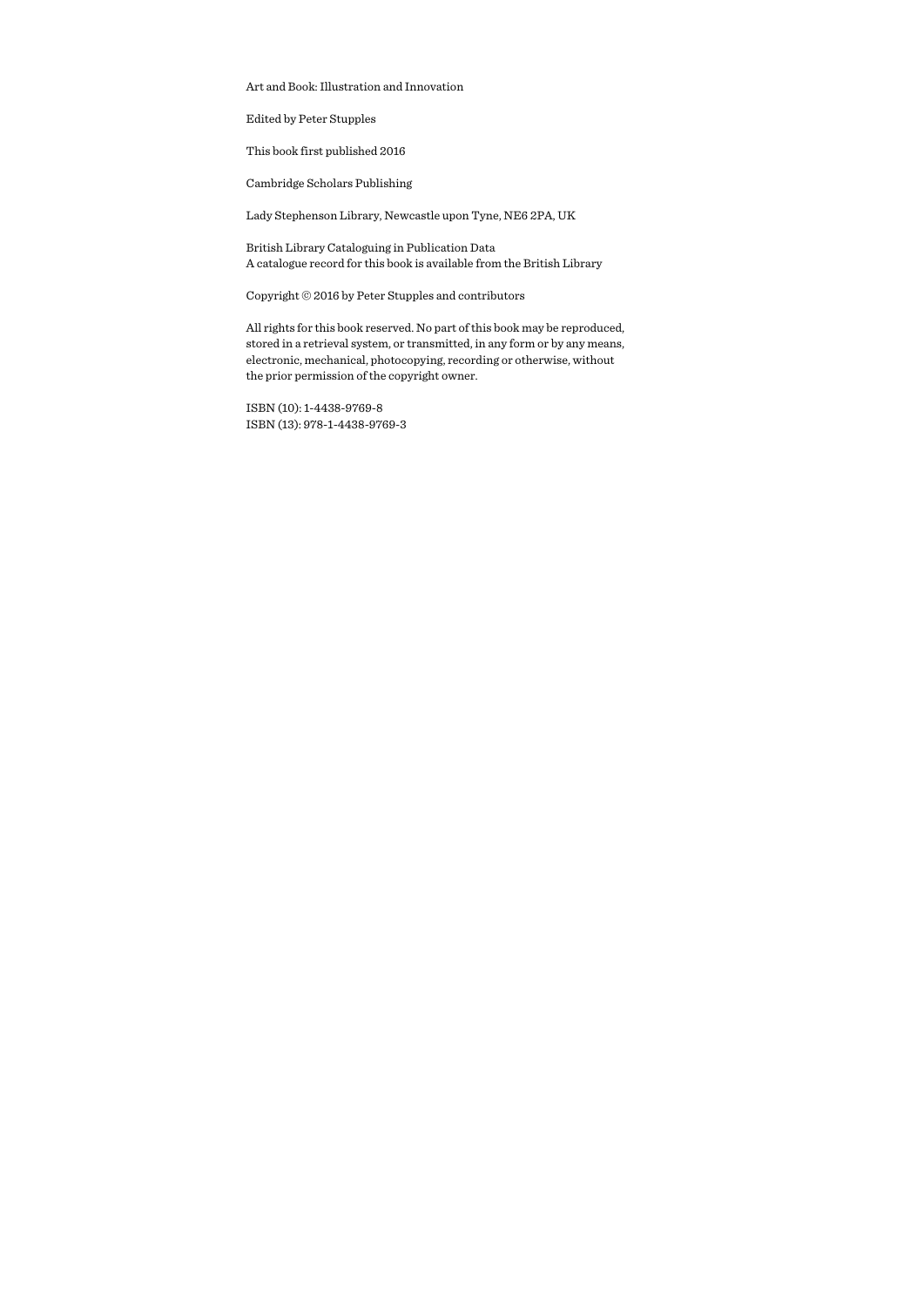Art and Book: Illustration and Innovation

Edited by Peter Stupples

This book first published 2016

Cambridge Scholars Publishing

Lady Stephenson Library, Newcastle upon Tyne, NE6 2PA, UK

British Library Cataloguing in Publication Data
A catalogue record for this book is available from the British Library

Copyright © 2016 by Peter Stupples and contributors

All rights for this book reserved. No part of this book may be reproduced, stored in a retrieval system, or transmitted, in any form or by any means, electronic, mechanical, photocopying, recording or otherwise, without the prior permission of the copyright owner.

ISBN (10): 1-4438-9769-8
ISBN (13): 978-1-4438-9769-3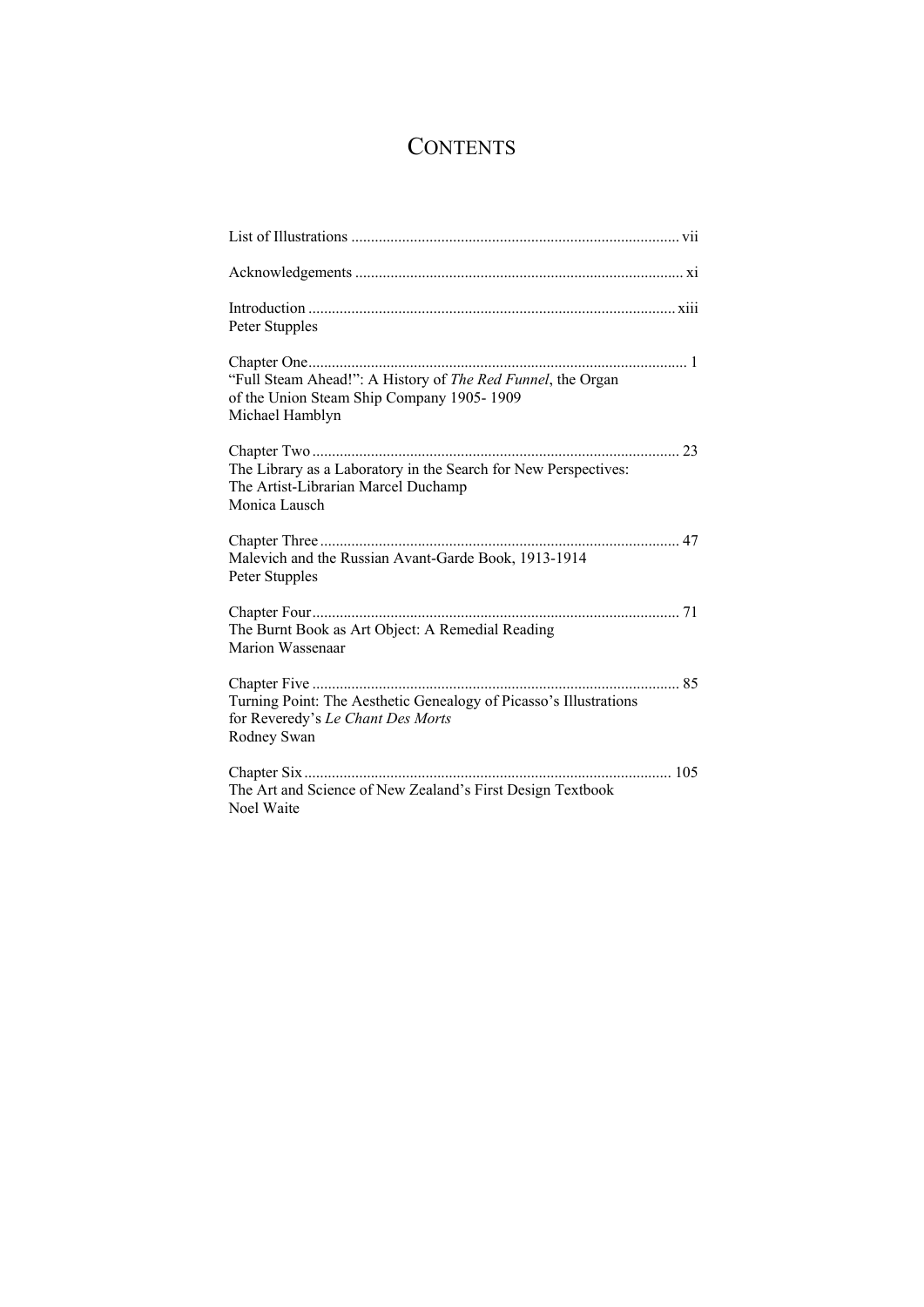# CONTENTS

List of Illustrations ..... vii

Acknowledgements ..... xi

Introduction ..... xiii
Peter Stupples

Chapter One ..... 1
"Full Steam Ahead!": A History of *The Red Funnel*, the Organ of the Union Steam Ship Company 1905- 1909
Michael Hamblyn

Chapter Two ..... 23
The Library as a Laboratory in the Search for New Perspectives: The Artist-Librarian Marcel Duchamp
Monica Lausch

Chapter Three ..... 47
Malevich and the Russian Avant-Garde Book, 1913-1914
Peter Stupples

Chapter Four ..... 71
The Burnt Book as Art Object: A Remedial Reading
Marion Wassenaar

Chapter Five ..... 85
Turning Point: The Aesthetic Genealogy of Picasso's Illustrations for Reveredy's *Le Chant Des Morts*
Rodney Swan

Chapter Six ..... 105
The Art and Science of New Zealand's First Design Textbook
Noel Waite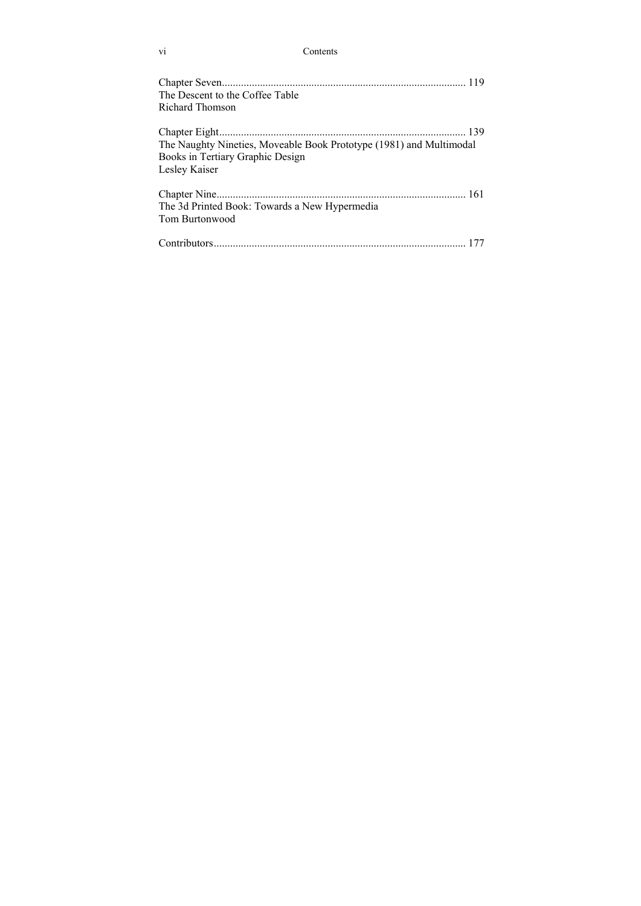Chapter Seven........................................................................................ 119
The Descent to the Coffee Table
Richard Thomson

Chapter Eight......................................................................................... 139
The Naughty Nineties, Moveable Book Prototype (1981) and Multimodal Books in Tertiary Graphic Design
Lesley Kaiser

Chapter Nine.......................................................................................... 161
The 3d Printed Book: Towards a New Hypermedia
Tom Burtonwood

Contributors........................................................................................... 177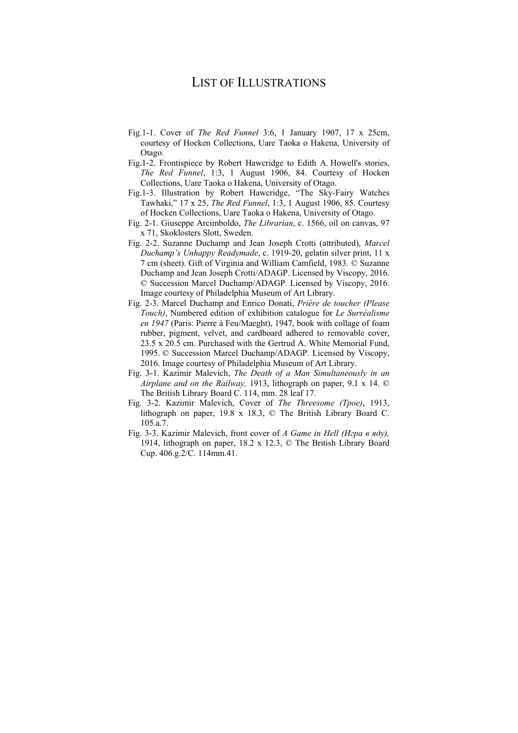# LIST OF ILLUSTRATIONS

Fig.1-1. Cover of *The Red Funnel* 3:6, 1 January 1907, 17 x 25cm, courtesy of Hocken Collections, Uare Taoka o Hakena, University of Otago.

Fig.1-2. Frontispiece by Robert Hawcridge to Edith A. Howell's stories, *The Red Funnel*, 1:3, 1 August 1906, 84. Courtesy of Hocken Collections, Uare Taoka o Hakena, University of Otago.

Fig.1-3. Illustration by Robert Hawcridge, "The Sky-Fairy Watches Tawhaki," 17 x 25, *The Red Funnel*, 1:3, 1 August 1906, 85. Courtesy of Hocken Collections, Uare Taoka o Hakena, University of Otago.

Fig. 2-1. Giuseppe Arcimboldo, *The Librarian*, c. 1566, oil on canvas, 97 x 71, Skoklosters Slott, Sweden.

Fig. 2-2. Suzanne Duchamp and Jean Joseph Crotti (attributed), *Marcel Duchamp's Unhappy Readymade*, c. 1919-20, gelatin silver print, 11 x 7 cm (sheet). Gift of Virginia and William Camfield, 1983. © Suzanne Duchamp and Jean Joseph Crotti/ADAGP. Licensed by Viscopy, 2016. © Succession Marcel Duchamp/ADAGP. Licensed by Viscopy, 2016. Image courtesy of Philadelphia Museum of Art Library.

Fig. 2-3. Marcel Duchamp and Enrico Donati, *Prière de toucher (Please Touch)*, Numbered edition of exhibition catalogue for *Le Surréalisme en 1947* (Paris: Pierre à Feu/Maeght), 1947, book with collage of foam rubber, pigment, velvet, and cardboard adhered to removable cover, 23.5 x 20.5 cm. Purchased with the Gertrud A. White Memorial Fund, 1995. © Succession Marcel Duchamp/ADAGP. Licensed by Viscopy, 2016. Image courtesy of Philadelphia Museum of Art Library.

Fig. 3-1. Kazimir Malevich, *The Death of a Man Simultaneously in an Airplane and on the Railway,* 1913, lithograph on paper, 9.1 x 14. © The British Library Board C. 114, mm. 28 leaf 17.

Fig. 3-2. Kazimir Malevich, Cover of *The Threesome (Трое)*, 1913, lithograph on paper, 19.8 x 18.3, © The British Library Board C. 105.a.7.

Fig. 3-3. Kazimir Malevich, front cover of *A Game in Hell (Игра в аду),* 1914, lithograph on paper, 18.2 x 12.3, © The British Library Board Cup. 406.g.2/C. 114mm.41.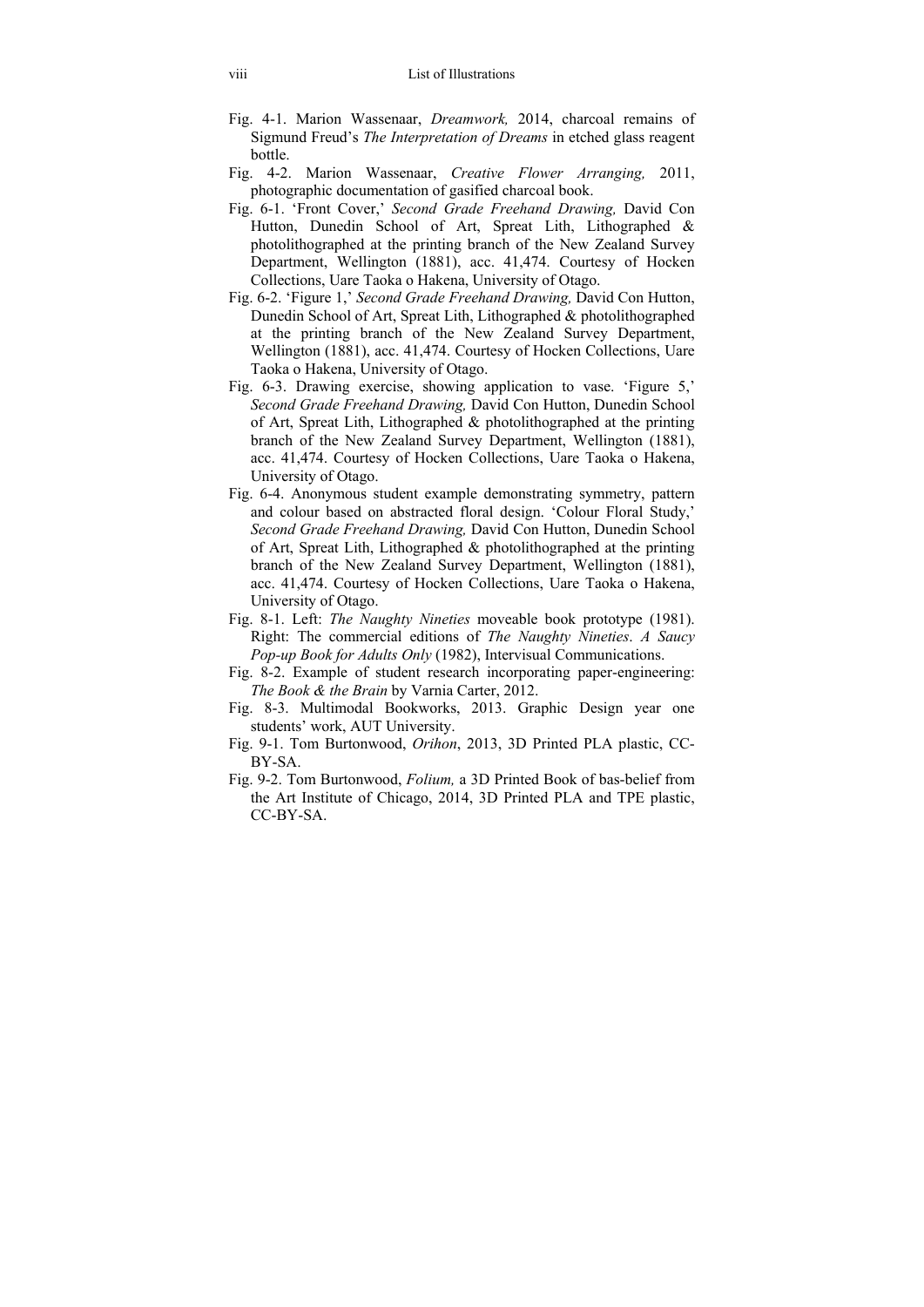Fig. 4-1. Marion Wassenaar, *Dreamwork,* 2014, charcoal remains of Sigmund Freud's *The Interpretation of Dreams* in etched glass reagent bottle.

Fig. 4-2. Marion Wassenaar, *Creative Flower Arranging,* 2011, photographic documentation of gasified charcoal book.

Fig. 6-1. 'Front Cover,' *Second Grade Freehand Drawing,* David Con Hutton, Dunedin School of Art, Spreat Lith, Lithographed & photolithographed at the printing branch of the New Zealand Survey Department, Wellington (1881), acc. 41,474. Courtesy of Hocken Collections, Uare Taoka o Hakena, University of Otago.

Fig. 6-2. 'Figure 1,' *Second Grade Freehand Drawing,* David Con Hutton, Dunedin School of Art, Spreat Lith, Lithographed & photolithographed at the printing branch of the New Zealand Survey Department, Wellington (1881), acc. 41,474. Courtesy of Hocken Collections, Uare Taoka o Hakena, University of Otago.

Fig. 6-3. Drawing exercise, showing application to vase. 'Figure 5,' *Second Grade Freehand Drawing,* David Con Hutton, Dunedin School of Art, Spreat Lith, Lithographed & photolithographed at the printing branch of the New Zealand Survey Department, Wellington (1881), acc. 41,474. Courtesy of Hocken Collections, Uare Taoka o Hakena, University of Otago.

Fig. 6-4. Anonymous student example demonstrating symmetry, pattern and colour based on abstracted floral design. 'Colour Floral Study,' *Second Grade Freehand Drawing,* David Con Hutton, Dunedin School of Art, Spreat Lith, Lithographed & photolithographed at the printing branch of the New Zealand Survey Department, Wellington (1881), acc. 41,474. Courtesy of Hocken Collections, Uare Taoka o Hakena, University of Otago.

Fig. 8-1. Left: *The Naughty Nineties* moveable book prototype (1981). Right: The commercial editions of *The Naughty Nineties. A Saucy Pop-up Book for Adults Only* (1982), Intervisual Communications.

Fig. 8-2. Example of student research incorporating paper-engineering: *The Book & the Brain* by Varnia Carter, 2012.

Fig. 8-3. Multimodal Bookworks, 2013. Graphic Design year one students' work, AUT University.

Fig. 9-1. Tom Burtonwood, *Orihon*, 2013, 3D Printed PLA plastic, CC-BY-SA.

Fig. 9-2. Tom Burtonwood, *Folium,* a 3D Printed Book of bas-belief from the Art Institute of Chicago, 2014, 3D Printed PLA and TPE plastic, CC-BY-SA.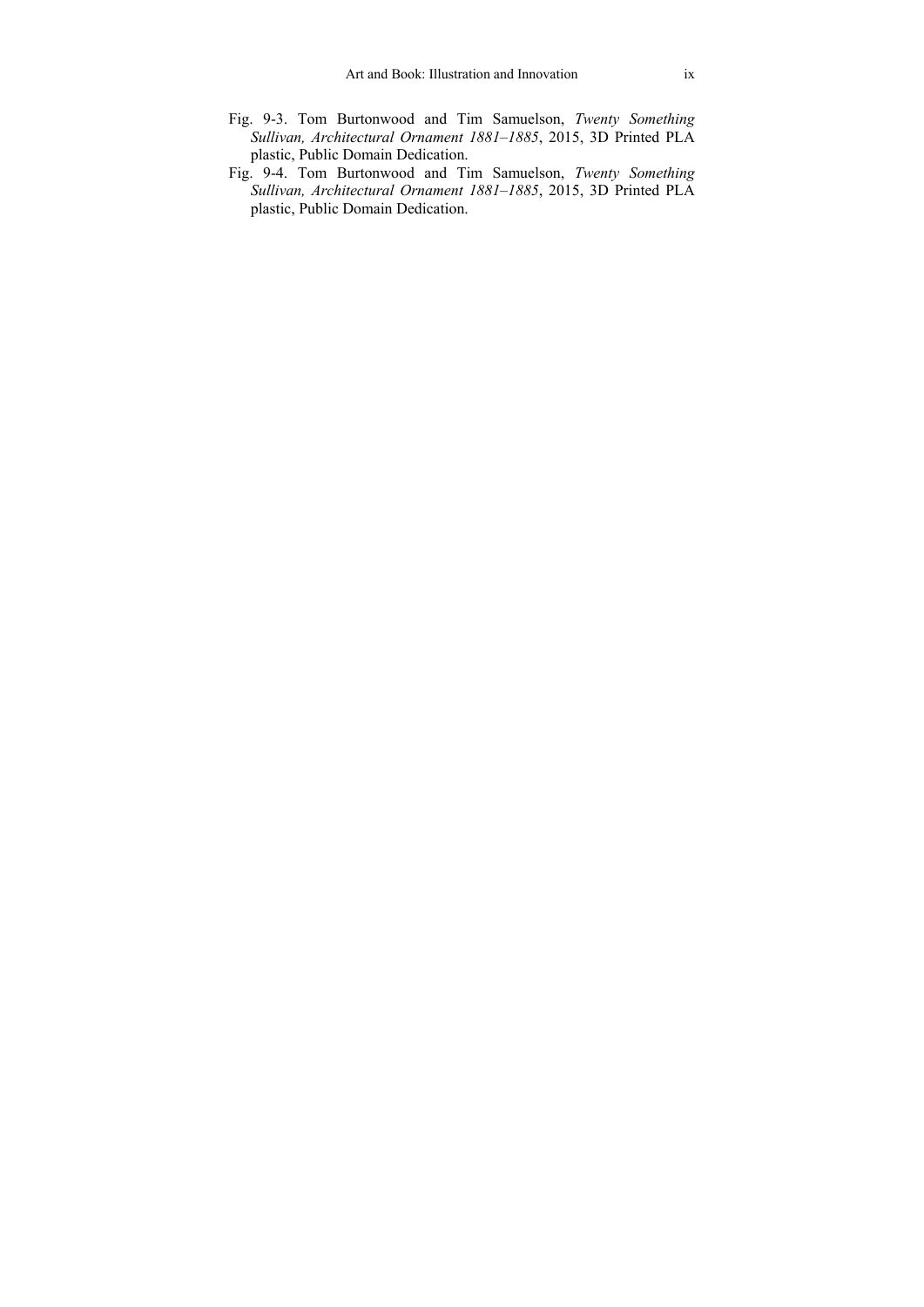Fig. 9-3. Tom Burtonwood and Tim Samuelson, *Twenty Something Sullivan, Architectural Ornament 1881–1885*, 2015, 3D Printed PLA plastic, Public Domain Dedication.

Fig. 9-4. Tom Burtonwood and Tim Samuelson, *Twenty Something Sullivan, Architectural Ornament 1881–1885*, 2015, 3D Printed PLA plastic, Public Domain Dedication.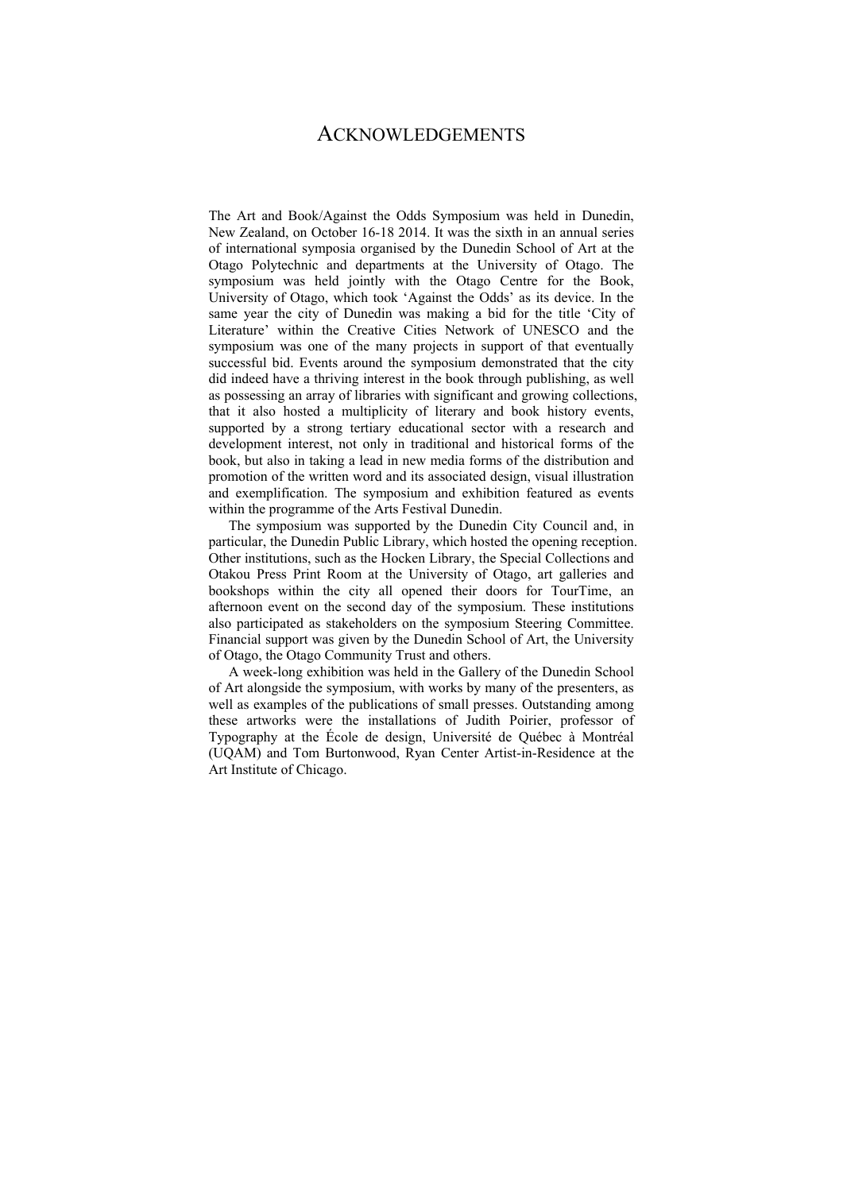# ACKNOWLEDGEMENTS

The Art and Book/Against the Odds Symposium was held in Dunedin, New Zealand, on October 16-18 2014. It was the sixth in an annual series of international symposia organised by the Dunedin School of Art at the Otago Polytechnic and departments at the University of Otago. The symposium was held jointly with the Otago Centre for the Book, University of Otago, which took 'Against the Odds' as its device. In the same year the city of Dunedin was making a bid for the title 'City of Literature' within the Creative Cities Network of UNESCO and the symposium was one of the many projects in support of that eventually successful bid. Events around the symposium demonstrated that the city did indeed have a thriving interest in the book through publishing, as well as possessing an array of libraries with significant and growing collections, that it also hosted a multiplicity of literary and book history events, supported by a strong tertiary educational sector with a research and development interest, not only in traditional and historical forms of the book, but also in taking a lead in new media forms of the distribution and promotion of the written word and its associated design, visual illustration and exemplification. The symposium and exhibition featured as events within the programme of the Arts Festival Dunedin.

The symposium was supported by the Dunedin City Council and, in particular, the Dunedin Public Library, which hosted the opening reception. Other institutions, such as the Hocken Library, the Special Collections and Otakou Press Print Room at the University of Otago, art galleries and bookshops within the city all opened their doors for TourTime, an afternoon event on the second day of the symposium. These institutions also participated as stakeholders on the symposium Steering Committee. Financial support was given by the Dunedin School of Art, the University of Otago, the Otago Community Trust and others.

A week-long exhibition was held in the Gallery of the Dunedin School of Art alongside the symposium, with works by many of the presenters, as well as examples of the publications of small presses. Outstanding among these artworks were the installations of Judith Poirier, professor of Typography at the École de design, Université de Québec à Montréal (UQAM) and Tom Burtonwood, Ryan Center Artist-in-Residence at the Art Institute of Chicago.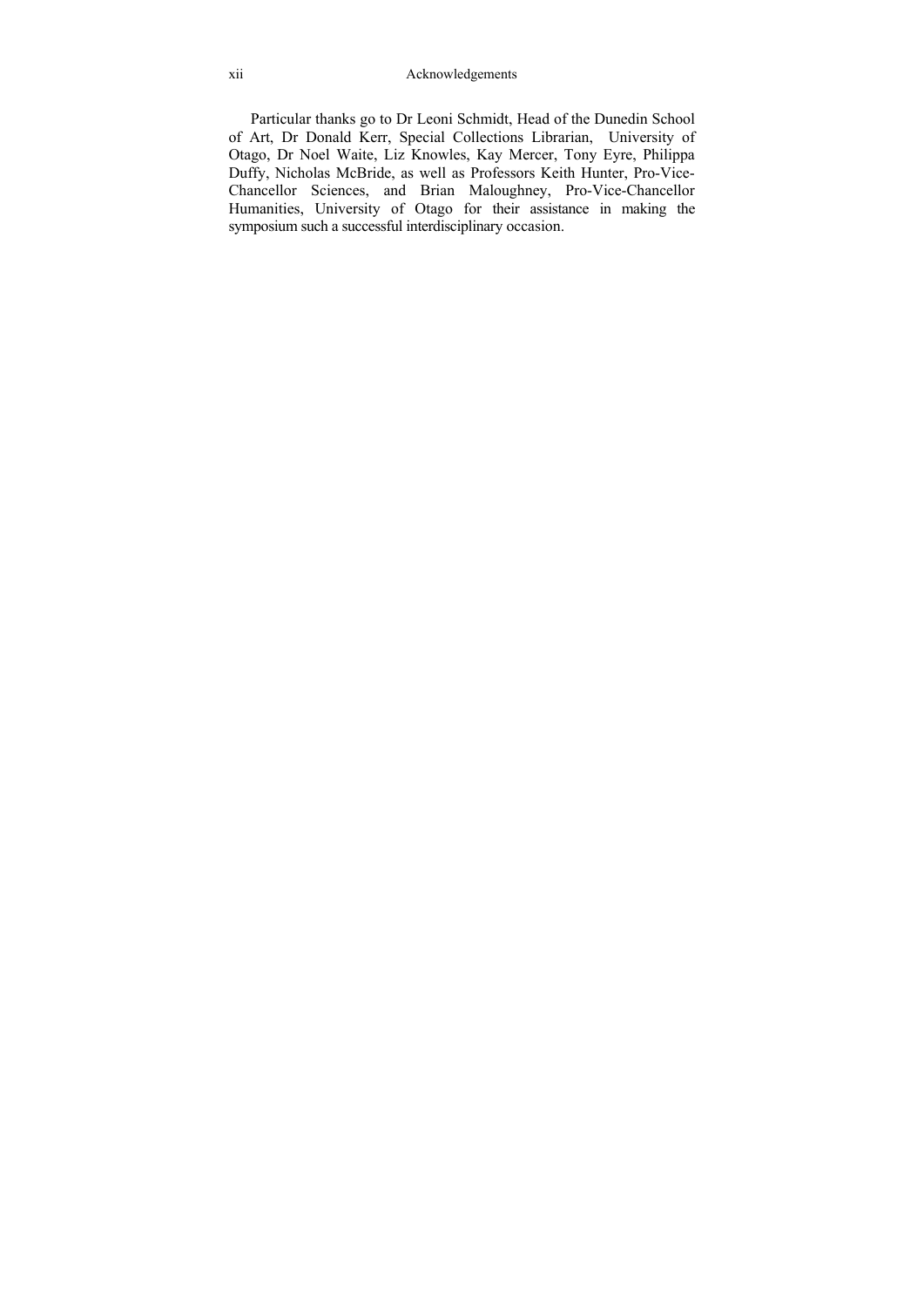Particular thanks go to Dr Leoni Schmidt, Head of the Dunedin School of Art, Dr Donald Kerr, Special Collections Librarian, University of Otago, Dr Noel Waite, Liz Knowles, Kay Mercer, Tony Eyre, Philippa Duffy, Nicholas McBride, as well as Professors Keith Hunter, Pro-Vice-Chancellor Sciences, and Brian Maloughney, Pro-Vice-Chancellor Humanities, University of Otago for their assistance in making the symposium such a successful interdisciplinary occasion.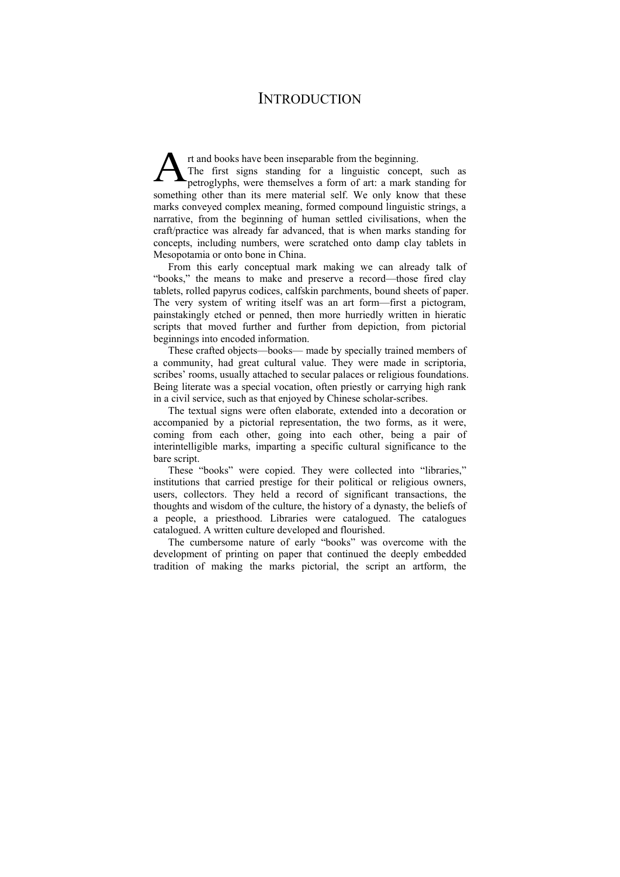# Introduction

Art and books have been inseparable from the beginning.

The first signs standing for a linguistic concept, such as petroglyphs, were themselves a form of art: a mark standing for something other than its mere material self. We only know that these marks conveyed complex meaning, formed compound linguistic strings, a narrative, from the beginning of human settled civilisations, when the craft/practice was already far advanced, that is when marks standing for concepts, including numbers, were scratched onto damp clay tablets in Mesopotamia or onto bone in China.

From this early conceptual mark making we can already talk of "books," the means to make and preserve a record—those fired clay tablets, rolled papyrus codices, calfskin parchments, bound sheets of paper. The very system of writing itself was an art form—first a pictogram, painstakingly etched or penned, then more hurriedly written in hieratic scripts that moved further and further from depiction, from pictorial beginnings into encoded information.

These crafted objects—books— made by specially trained members of a community, had great cultural value. They were made in scriptoria, scribes' rooms, usually attached to secular palaces or religious foundations. Being literate was a special vocation, often priestly or carrying high rank in a civil service, such as that enjoyed by Chinese scholar-scribes.

The textual signs were often elaborate, extended into a decoration or accompanied by a pictorial representation, the two forms, as it were, coming from each other, going into each other, being a pair of interintelligible marks, imparting a specific cultural significance to the bare script.

These "books" were copied. They were collected into "libraries," institutions that carried prestige for their political or religious owners, users, collectors. They held a record of significant transactions, the thoughts and wisdom of the culture, the history of a dynasty, the beliefs of a people, a priesthood. Libraries were catalogued. The catalogues catalogued. A written culture developed and flourished.

The cumbersome nature of early "books" was overcome with the development of printing on paper that continued the deeply embedded tradition of making the marks pictorial, the script an artform, the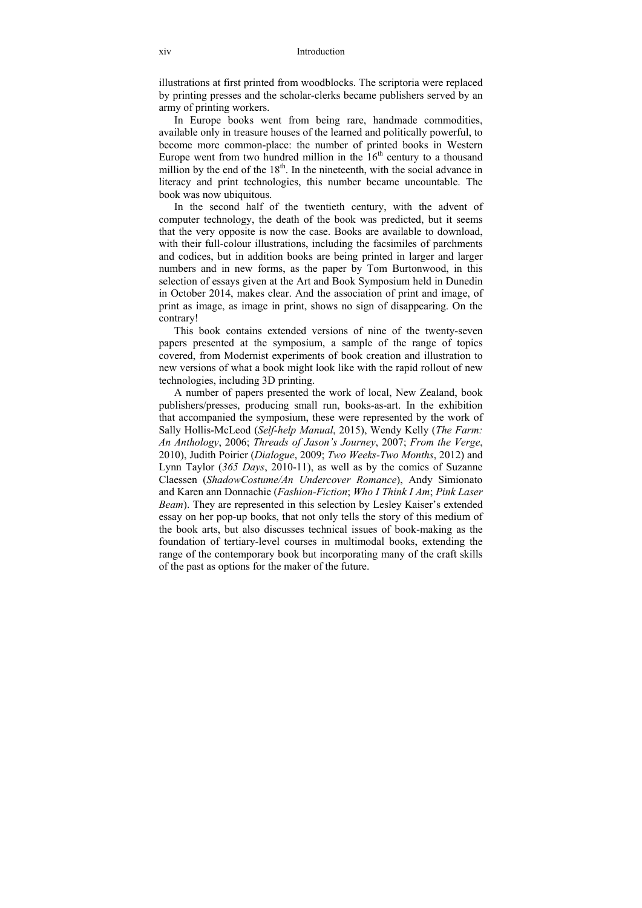illustrations at first printed from woodblocks. The scriptoria were replaced by printing presses and the scholar-clerks became publishers served by an army of printing workers.

In Europe books went from being rare, handmade commodities, available only in treasure houses of the learned and politically powerful, to become more common-place: the number of printed books in Western Europe went from two hundred million in the $16^{th}$ century to a thousand million by the end of the $18^{th}$. In the nineteenth, with the social advance in literacy and print technologies, this number became uncountable. The book was now ubiquitous.

In the second half of the twentieth century, with the advent of computer technology, the death of the book was predicted, but it seems that the very opposite is now the case. Books are available to download, with their full-colour illustrations, including the facsimiles of parchments and codices, but in addition books are being printed in larger and larger numbers and in new forms, as the paper by Tom Burtonwood, in this selection of essays given at the Art and Book Symposium held in Dunedin in October 2014, makes clear. And the association of print and image, of print as image, as image in print, shows no sign of disappearing. On the contrary!

This book contains extended versions of nine of the twenty-seven papers presented at the symposium, a sample of the range of topics covered, from Modernist experiments of book creation and illustration to new versions of what a book might look like with the rapid rollout of new technologies, including 3D printing.

A number of papers presented the work of local, New Zealand, book publishers/presses, producing small run, books-as-art. In the exhibition that accompanied the symposium, these were represented by the work of Sally Hollis-McLeod (*Self-help Manual*, 2015), Wendy Kelly (*The Farm: An Anthology*, 2006; *Threads of Jason's Journey*, 2007; *From the Verge*, 2010), Judith Poirier (*Dialogue*, 2009; *Two Weeks-Two Months*, 2012) and Lynn Taylor (*365 Days*, 2010-11), as well as by the comics of Suzanne Claessen (*ShadowCostume/An Undercover Romance*), Andy Simionato and Karen ann Donnachie (*Fashion-Fiction*; *Who I Think I Am*; *Pink Laser Beam*). They are represented in this selection by Lesley Kaiser's extended essay on her pop-up books, that not only tells the story of this medium of the book arts, but also discusses technical issues of book-making as the foundation of tertiary-level courses in multimodal books, extending the range of the contemporary book but incorporating many of the craft skills of the past as options for the maker of the future.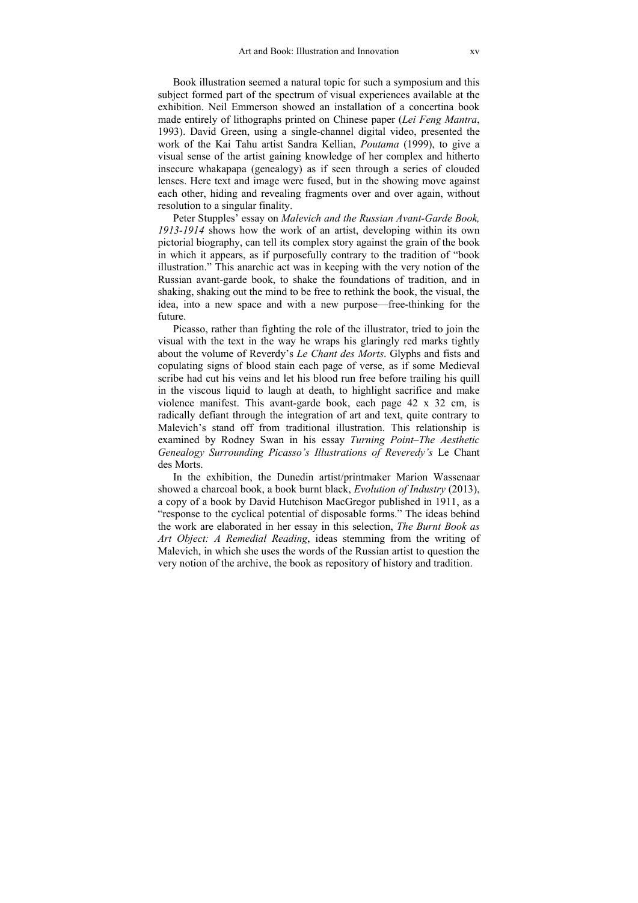Book illustration seemed a natural topic for such a symposium and this subject formed part of the spectrum of visual experiences available at the exhibition. Neil Emmerson showed an installation of a concertina book made entirely of lithographs printed on Chinese paper (*Lei Feng Mantra*, 1993). David Green, using a single-channel digital video, presented the work of the Kai Tahu artist Sandra Kellian, *Poutama* (1999), to give a visual sense of the artist gaining knowledge of her complex and hitherto insecure whakapapa (genealogy) as if seen through a series of clouded lenses. Here text and image were fused, but in the showing move against each other, hiding and revealing fragments over and over again, without resolution to a singular finality.

Peter Stupples' essay on *Malevich and the Russian Avant-Garde Book, 1913-1914* shows how the work of an artist, developing within its own pictorial biography, can tell its complex story against the grain of the book in which it appears, as if purposefully contrary to the tradition of "book illustration." This anarchic act was in keeping with the very notion of the Russian avant-garde book, to shake the foundations of tradition, and in shaking, shaking out the mind to be free to rethink the book, the visual, the idea, into a new space and with a new purpose—free-thinking for the future.

Picasso, rather than fighting the role of the illustrator, tried to join the visual with the text in the way he wraps his glaringly red marks tightly about the volume of Reverdy's *Le Chant des Morts*. Glyphs and fists and copulating signs of blood stain each page of verse, as if some Medieval scribe had cut his veins and let his blood run free before trailing his quill in the viscous liquid to laugh at death, to highlight sacrifice and make violence manifest. This avant-garde book, each page 42 x 32 cm, is radically defiant through the integration of art and text, quite contrary to Malevich's stand off from traditional illustration. This relationship is examined by Rodney Swan in his essay *Turning Point–The Aesthetic Genealogy Surrounding Picasso's Illustrations of Reveredy's* Le Chant des Morts.

In the exhibition, the Dunedin artist/printmaker Marion Wassenaar showed a charcoal book, a book burnt black, *Evolution of Industry* (2013), a copy of a book by David Hutchison MacGregor published in 1911, as a "response to the cyclical potential of disposable forms." The ideas behind the work are elaborated in her essay in this selection, *The Burnt Book as Art Object: A Remedial Reading*, ideas stemming from the writing of Malevich, in which she uses the words of the Russian artist to question the very notion of the archive, the book as repository of history and tradition.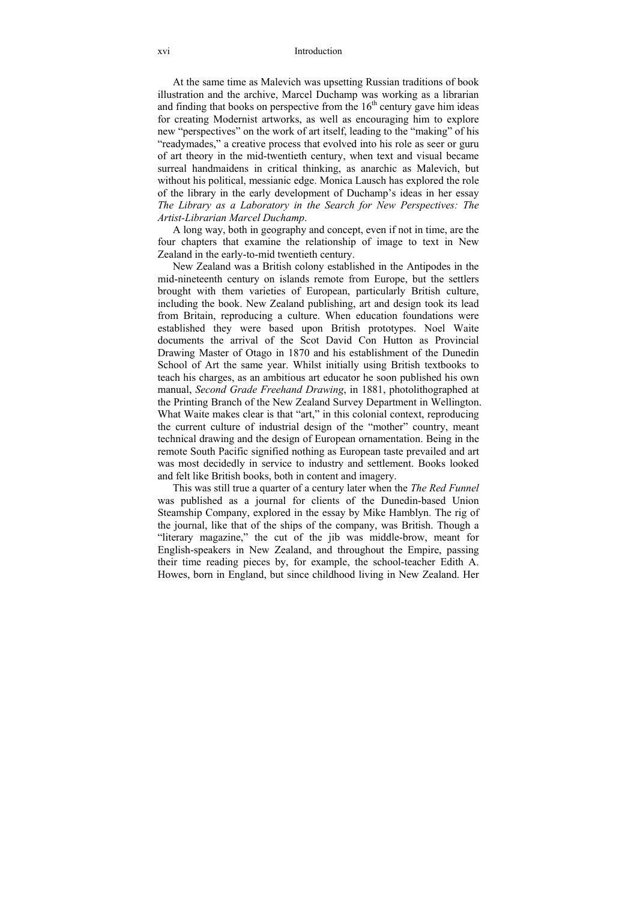At the same time as Malevich was upsetting Russian traditions of book illustration and the archive, Marcel Duchamp was working as a librarian and finding that books on perspective from the $16^{th}$ century gave him ideas for creating Modernist artworks, as well as encouraging him to explore new "perspectives" on the work of art itself, leading to the "making" of his "readymades," a creative process that evolved into his role as seer or guru of art theory in the mid-twentieth century, when text and visual became surreal handmaidens in critical thinking, as anarchic as Malevich, but without his political, messianic edge. Monica Lausch has explored the role of the library in the early development of Duchamp's ideas in her essay *The Library as a Laboratory in the Search for New Perspectives: The Artist-Librarian Marcel Duchamp*.

A long way, both in geography and concept, even if not in time, are the four chapters that examine the relationship of image to text in New Zealand in the early-to-mid twentieth century.

New Zealand was a British colony established in the Antipodes in the mid-nineteenth century on islands remote from Europe, but the settlers brought with them varieties of European, particularly British culture, including the book. New Zealand publishing, art and design took its lead from Britain, reproducing a culture. When education foundations were established they were based upon British prototypes. Noel Waite documents the arrival of the Scot David Con Hutton as Provincial Drawing Master of Otago in 1870 and his establishment of the Dunedin School of Art the same year. Whilst initially using British textbooks to teach his charges, as an ambitious art educator he soon published his own manual, *Second Grade Freehand Drawing*, in 1881, photolithographed at the Printing Branch of the New Zealand Survey Department in Wellington. What Waite makes clear is that "art," in this colonial context, reproducing the current culture of industrial design of the "mother" country, meant technical drawing and the design of European ornamentation. Being in the remote South Pacific signified nothing as European taste prevailed and art was most decidedly in service to industry and settlement. Books looked and felt like British books, both in content and imagery.

This was still true a quarter of a century later when the *The Red Funnel* was published as a journal for clients of the Dunedin-based Union Steamship Company, explored in the essay by Mike Hamblyn. The rig of the journal, like that of the ships of the company, was British. Though a "literary magazine," the cut of the jib was middle-brow, meant for English-speakers in New Zealand, and throughout the Empire, passing their time reading pieces by, for example, the school-teacher Edith A. Howes, born in England, but since childhood living in New Zealand. Her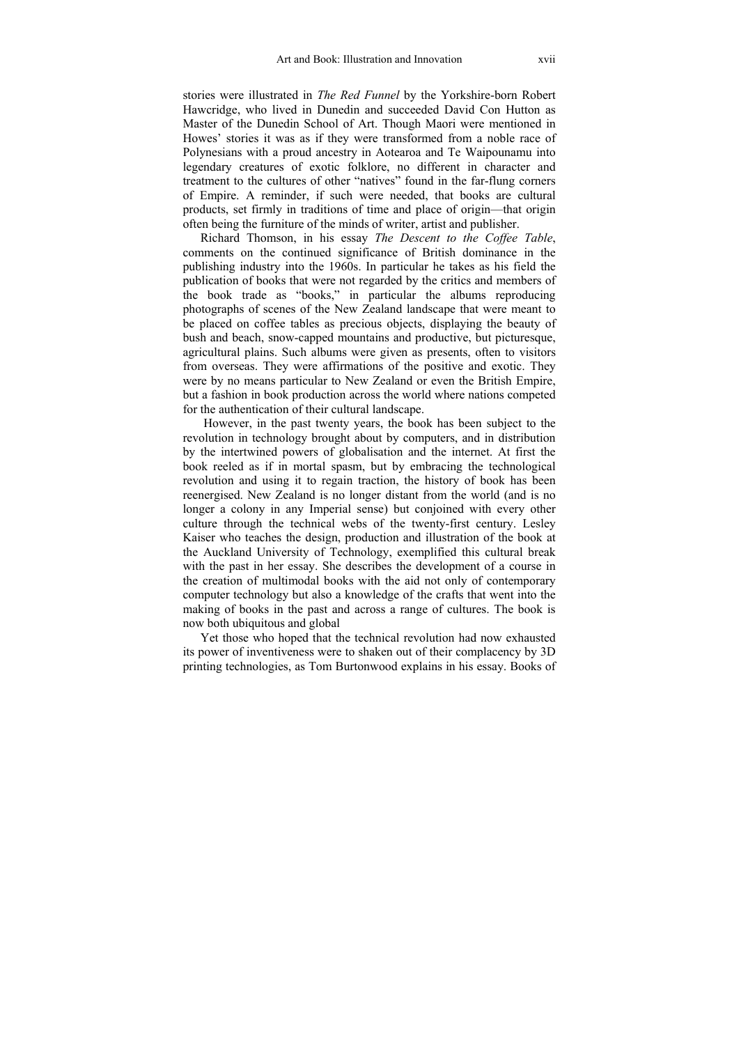stories were illustrated in *The Red Funnel* by the Yorkshire-born Robert Hawcridge, who lived in Dunedin and succeeded David Con Hutton as Master of the Dunedin School of Art. Though Maori were mentioned in Howes' stories it was as if they were transformed from a noble race of Polynesians with a proud ancestry in Aotearoa and Te Waipounamu into legendary creatures of exotic folklore, no different in character and treatment to the cultures of other "natives" found in the far-flung corners of Empire. A reminder, if such were needed, that books are cultural products, set firmly in traditions of time and place of origin—that origin often being the furniture of the minds of writer, artist and publisher.

Richard Thomson, in his essay *The Descent to the Coffee Table*, comments on the continued significance of British dominance in the publishing industry into the 1960s. In particular he takes as his field the publication of books that were not regarded by the critics and members of the book trade as "books," in particular the albums reproducing photographs of scenes of the New Zealand landscape that were meant to be placed on coffee tables as precious objects, displaying the beauty of bush and beach, snow-capped mountains and productive, but picturesque, agricultural plains. Such albums were given as presents, often to visitors from overseas. They were affirmations of the positive and exotic. They were by no means particular to New Zealand or even the British Empire, but a fashion in book production across the world where nations competed for the authentication of their cultural landscape.

However, in the past twenty years, the book has been subject to the revolution in technology brought about by computers, and in distribution by the intertwined powers of globalisation and the internet. At first the book reeled as if in mortal spasm, but by embracing the technological revolution and using it to regain traction, the history of book has been reenergised. New Zealand is no longer distant from the world (and is no longer a colony in any Imperial sense) but conjoined with every other culture through the technical webs of the twenty-first century. Lesley Kaiser who teaches the design, production and illustration of the book at the Auckland University of Technology, exemplified this cultural break with the past in her essay. She describes the development of a course in the creation of multimodal books with the aid not only of contemporary computer technology but also a knowledge of the crafts that went into the making of books in the past and across a range of cultures. The book is now both ubiquitous and global

Yet those who hoped that the technical revolution had now exhausted its power of inventiveness were to shaken out of their complacency by 3D printing technologies, as Tom Burtonwood explains in his essay. Books of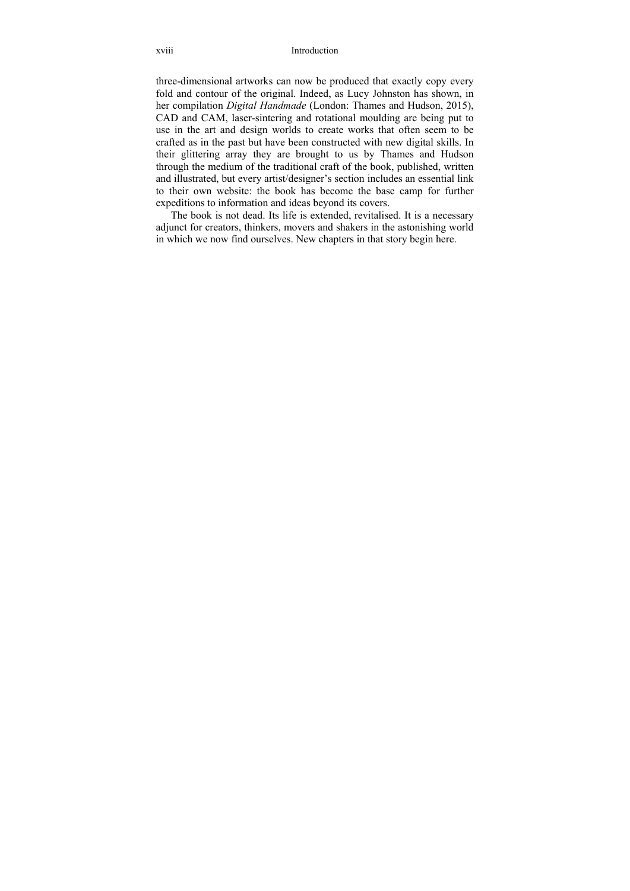three-dimensional artworks can now be produced that exactly copy every fold and contour of the original. Indeed, as Lucy Johnston has shown, in her compilation *Digital Handmade* (London: Thames and Hudson, 2015), CAD and CAM, laser-sintering and rotational moulding are being put to use in the art and design worlds to create works that often seem to be crafted as in the past but have been constructed with new digital skills. In their glittering array they are brought to us by Thames and Hudson through the medium of the traditional craft of the book, published, written and illustrated, but every artist/designer's section includes an essential link to their own website: the book has become the base camp for further expeditions to information and ideas beyond its covers.

The book is not dead. Its life is extended, revitalised. It is a necessary adjunct for creators, thinkers, movers and shakers in the astonishing world in which we now find ourselves. New chapters in that story begin here.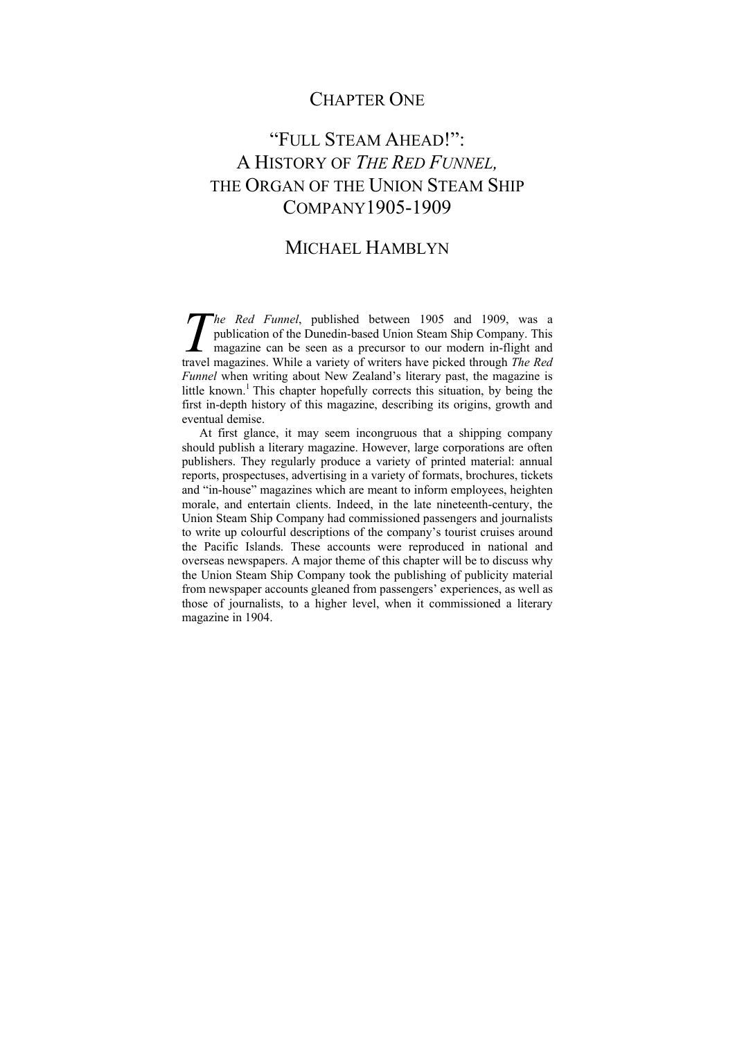# CHAPTER ONE

## "FULL STEAM AHEAD!": A HISTORY OF *THE RED FUNNEL*, THE ORGAN OF THE UNION STEAM SHIP COMPANY1905-1909

### MICHAEL HAMBLYN

*The Red Funnel*, published between 1905 and 1909, was a publication of the Dunedin-based Union Steam Ship Company. This magazine can be seen as a precursor to our modern in-flight and travel magazines. While a variety of writers have picked through *The Red Funnel* when writing about New Zealand's literary past, the magazine is little known.[1] This chapter hopefully corrects this situation, by being the first in-depth history of this magazine, describing its origins, growth and eventual demise.

At first glance, it may seem incongruous that a shipping company should publish a literary magazine. However, large corporations are often publishers. They regularly produce a variety of printed material: annual reports, prospectuses, advertising in a variety of formats, brochures, tickets and "in-house" magazines which are meant to inform employees, heighten morale, and entertain clients. Indeed, in the late nineteenth-century, the Union Steam Ship Company had commissioned passengers and journalists to write up colourful descriptions of the company's tourist cruises around the Pacific Islands. These accounts were reproduced in national and overseas newspapers. A major theme of this chapter will be to discuss why the Union Steam Ship Company took the publishing of publicity material from newspaper accounts gleaned from passengers' experiences, as well as those of journalists, to a higher level, when it commissioned a literary magazine in 1904.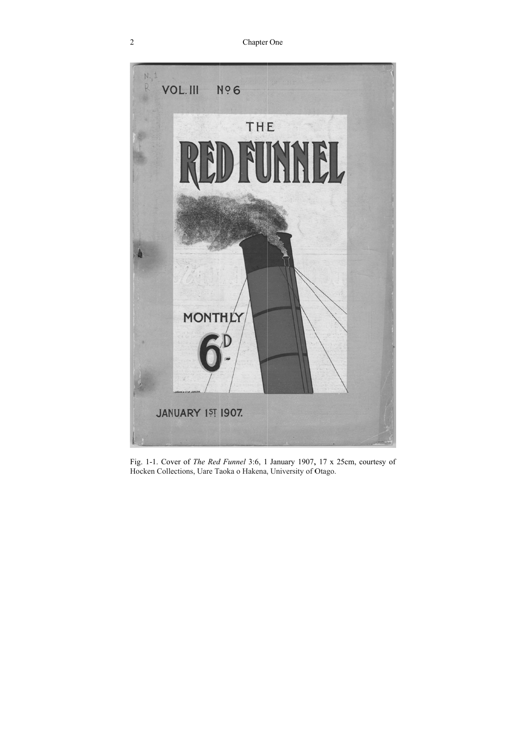Fig. 1-1. Cover of *The Red Funnel* 3:6, 1 January 1907, 17 x 25cm, courtesy of Hocken Collections, Uare Taoka o Hakena, University of Otago.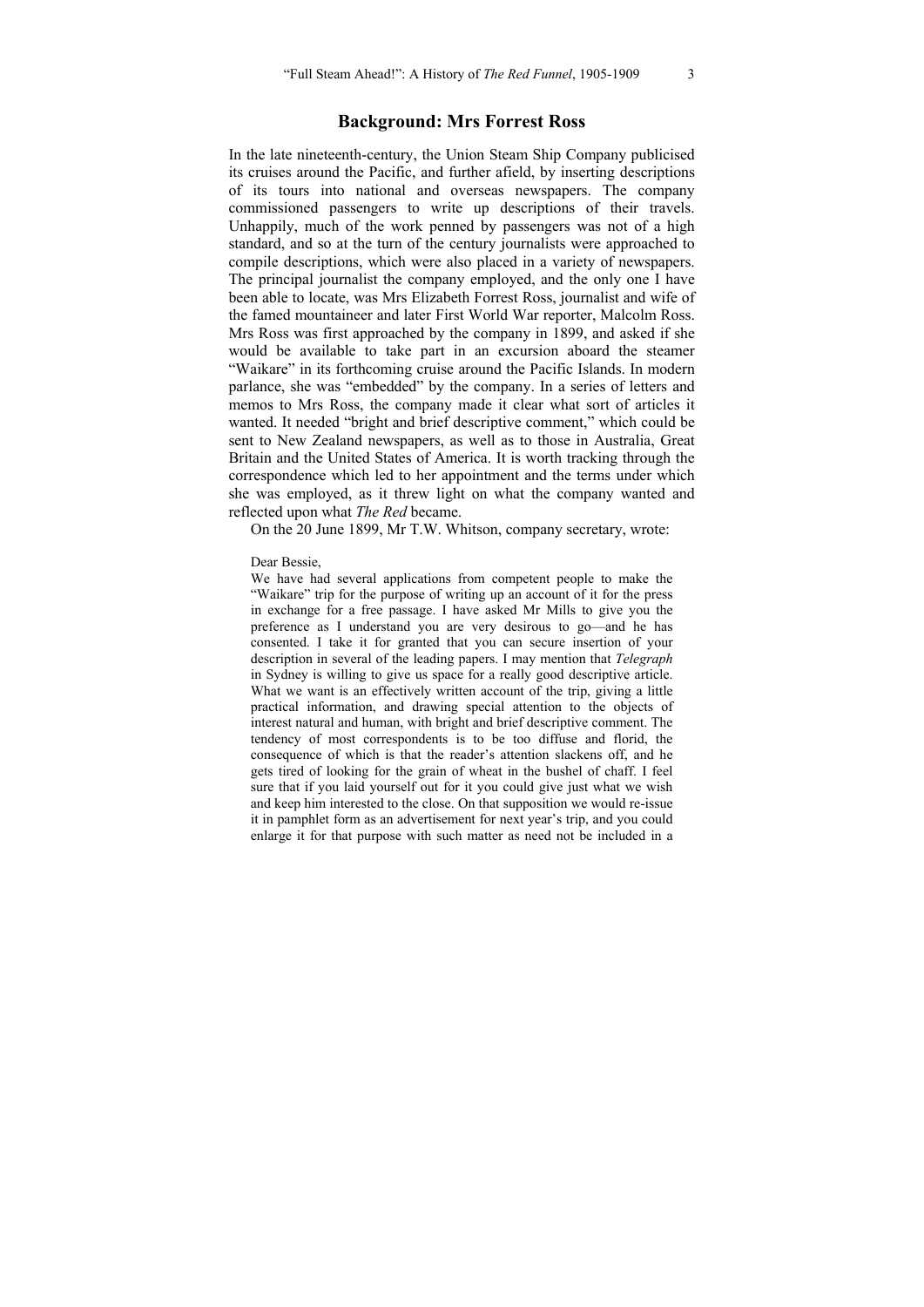## Background: Mrs Forrest Ross

In the late nineteenth-century, the Union Steam Ship Company publicised its cruises around the Pacific, and further afield, by inserting descriptions of its tours into national and overseas newspapers. The company commissioned passengers to write up descriptions of their travels. Unhappily, much of the work penned by passengers was not of a high standard, and so at the turn of the century journalists were approached to compile descriptions, which were also placed in a variety of newspapers. The principal journalist the company employed, and the only one I have been able to locate, was Mrs Elizabeth Forrest Ross, journalist and wife of the famed mountaineer and later First World War reporter, Malcolm Ross. Mrs Ross was first approached by the company in 1899, and asked if she would be available to take part in an excursion aboard the steamer "Waikare" in its forthcoming cruise around the Pacific Islands. In modern parlance, she was "embedded" by the company. In a series of letters and memos to Mrs Ross, the company made it clear what sort of articles it wanted. It needed "bright and brief descriptive comment," which could be sent to New Zealand newspapers, as well as to those in Australia, Great Britain and the United States of America. It is worth tracking through the correspondence which led to her appointment and the terms under which she was employed, as it threw light on what the company wanted and reflected upon what *The Red* became.

On the 20 June 1899, Mr T.W. Whitson, company secretary, wrote:

> Dear Bessie,
>
> We have had several applications from competent people to make the "Waikare" trip for the purpose of writing up an account of it for the press in exchange for a free passage. I have asked Mr Mills to give you the preference as I understand you are very desirous to go—and he has consented. I take it for granted that you can secure insertion of your description in several of the leading papers. I may mention that *Telegraph* in Sydney is willing to give us space for a really good descriptive article. What we want is an effectively written account of the trip, giving a little practical information, and drawing special attention to the objects of interest natural and human, with bright and brief descriptive comment. The tendency of most correspondents is to be too diffuse and florid, the consequence of which is that the reader's attention slackens off, and he gets tired of looking for the grain of wheat in the bushel of chaff. I feel sure that if you laid yourself out for it you could give just what we wish and keep him interested to the close. On that supposition we would re-issue it in pamphlet form as an advertisement for next year's trip, and you could enlarge it for that purpose with such matter as need not be included in a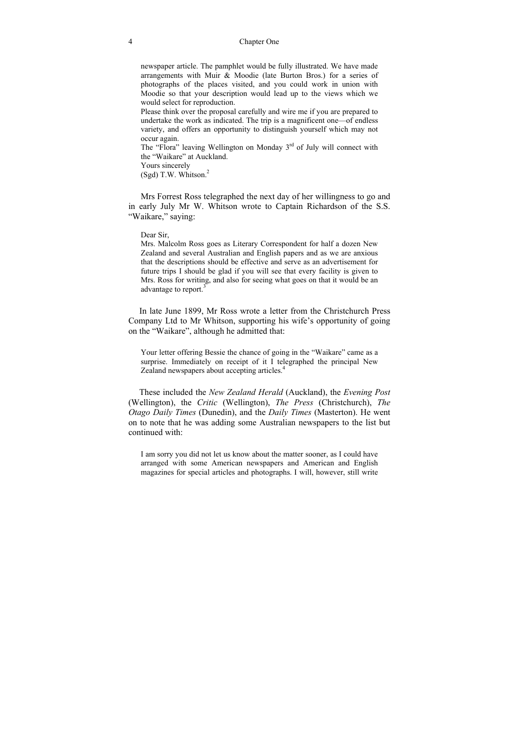> newspaper article. The pamphlet would be fully illustrated. We have made arrangements with Muir & Moodie (late Burton Bros.) for a series of photographs of the places visited, and you could work in union with Moodie so that your description would lead up to the views which we would select for reproduction.
>
> Please think over the proposal carefully and wire me if you are prepared to undertake the work as indicated. The trip is a magnificent one—of endless variety, and offers an opportunity to distinguish yourself which may not occur again.
>
> The "Flora" leaving Wellington on Monday 3rd of July will connect with the "Waikare" at Auckland.
>
> Yours sincerely
>
> (Sgd) T.W. Whitson.[2]

Mrs Forrest Ross telegraphed the next day of her willingness to go and in early July Mr W. Whitson wrote to Captain Richardson of the S.S. "Waikare," saying:

> Dear Sir,
>
> Mrs. Malcolm Ross goes as Literary Correspondent for half a dozen New Zealand and several Australian and English papers and as we are anxious that the descriptions should be effective and serve as an advertisement for future trips I should be glad if you will see that every facility is given to Mrs. Ross for writing, and also for seeing what goes on that it would be an advantage to report.[3]

In late June 1899, Mr Ross wrote a letter from the Christchurch Press Company Ltd to Mr Whitson, supporting his wife's opportunity of going on the "Waikare", although he admitted that:

> Your letter offering Bessie the chance of going in the "Waikare" came as a surprise. Immediately on receipt of it I telegraphed the principal New Zealand newspapers about accepting articles.[4]

These included the *New Zealand Herald* (Auckland), the *Evening Post* (Wellington), the *Critic* (Wellington), *The Press* (Christchurch), *The Otago Daily Times* (Dunedin), and the *Daily Times* (Masterton). He went on to note that he was adding some Australian newspapers to the list but continued with:

> I am sorry you did not let us know about the matter sooner, as I could have arranged with some American newspapers and American and English magazines for special articles and photographs. I will, however, still write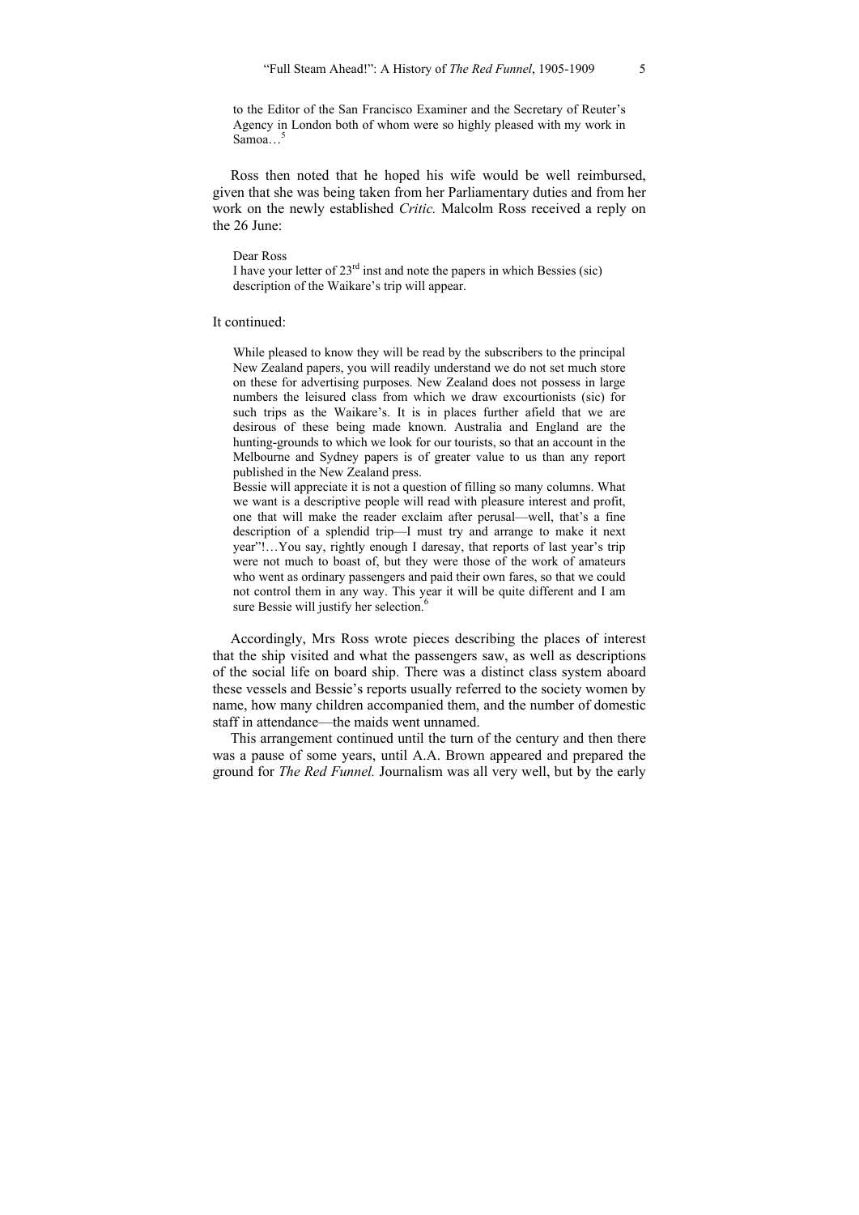> to the Editor of the San Francisco Examiner and the Secretary of Reuter's Agency in London both of whom were so highly pleased with my work in Samoa…[5]

Ross then noted that he hoped his wife would be well reimbursed, given that she was being taken from her Parliamentary duties and from her work on the newly established *Critic.* Malcolm Ross received a reply on the 26 June:

> Dear Ross
> I have your letter of 23rd inst and note the papers in which Bessies (sic) description of the Waikare's trip will appear.

It continued:

> While pleased to know they will be read by the subscribers to the principal New Zealand papers, you will readily understand we do not set much store on these for advertising purposes. New Zealand does not possess in large numbers the leisured class from which we draw excourtionists (sic) for such trips as the Waikare's. It is in places further afield that we are desirous of these being made known. Australia and England are the hunting-grounds to which we look for our tourists, so that an account in the Melbourne and Sydney papers is of greater value to us than any report published in the New Zealand press.
> Bessie will appreciate it is not a question of filling so many columns. What we want is a descriptive people will read with pleasure interest and profit, one that will make the reader exclaim after perusal—well, that's a fine description of a splendid trip—I must try and arrange to make it next year"!…You say, rightly enough I daresay, that reports of last year's trip were not much to boast of, but they were those of the work of amateurs who went as ordinary passengers and paid their own fares, so that we could not control them in any way. This year it will be quite different and I am sure Bessie will justify her selection.[6]

Accordingly, Mrs Ross wrote pieces describing the places of interest that the ship visited and what the passengers saw, as well as descriptions of the social life on board ship. There was a distinct class system aboard these vessels and Bessie's reports usually referred to the society women by name, how many children accompanied them, and the number of domestic staff in attendance—the maids went unnamed.

This arrangement continued until the turn of the century and then there was a pause of some years, until A.A. Brown appeared and prepared the ground for *The Red Funnel.* Journalism was all very well, but by the early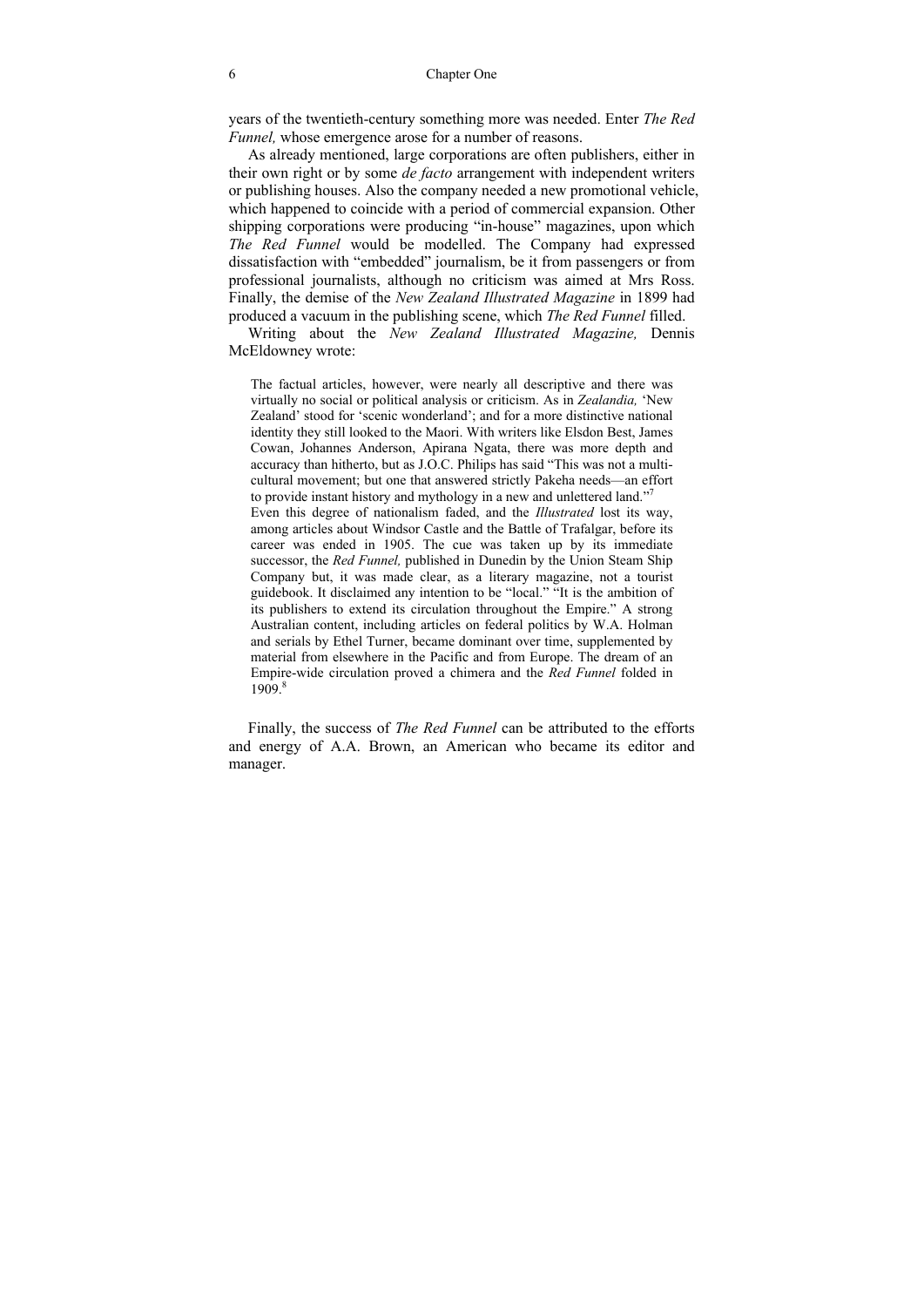years of the twentieth-century something more was needed. Enter *The Red Funnel,* whose emergence arose for a number of reasons.

As already mentioned, large corporations are often publishers, either in their own right or by some *de facto* arrangement with independent writers or publishing houses. Also the company needed a new promotional vehicle, which happened to coincide with a period of commercial expansion. Other shipping corporations were producing "in-house" magazines, upon which *The Red Funnel* would be modelled. The Company had expressed dissatisfaction with "embedded" journalism, be it from passengers or from professional journalists, although no criticism was aimed at Mrs Ross. Finally, the demise of the *New Zealand Illustrated Magazine* in 1899 had produced a vacuum in the publishing scene, which *The Red Funnel* filled.

Writing about the *New Zealand Illustrated Magazine,* Dennis McEldowney wrote:

> The factual articles, however, were nearly all descriptive and there was virtually no social or political analysis or criticism. As in *Zealandia,* 'New Zealand' stood for 'scenic wonderland'; and for a more distinctive national identity they still looked to the Maori. With writers like Elsdon Best, James Cowan, Johannes Anderson, Apirana Ngata, there was more depth and accuracy than hitherto, but as J.O.C. Philips has said "This was not a multi-cultural movement; but one that answered strictly Pakeha needs—an effort to provide instant history and mythology in a new and unlettered land."[7]
>
> Even this degree of nationalism faded, and the *Illustrated* lost its way, among articles about Windsor Castle and the Battle of Trafalgar, before its career was ended in 1905. The cue was taken up by its immediate successor, the *Red Funnel,* published in Dunedin by the Union Steam Ship Company but, it was made clear, as a literary magazine, not a tourist guidebook. It disclaimed any intention to be "local." "It is the ambition of its publishers to extend its circulation throughout the Empire." A strong Australian content, including articles on federal politics by W.A. Holman and serials by Ethel Turner, became dominant over time, supplemented by material from elsewhere in the Pacific and from Europe. The dream of an Empire-wide circulation proved a chimera and the *Red Funnel* folded in 1909.[8]

Finally, the success of *The Red Funnel* can be attributed to the efforts and energy of A.A. Brown, an American who became its editor and manager.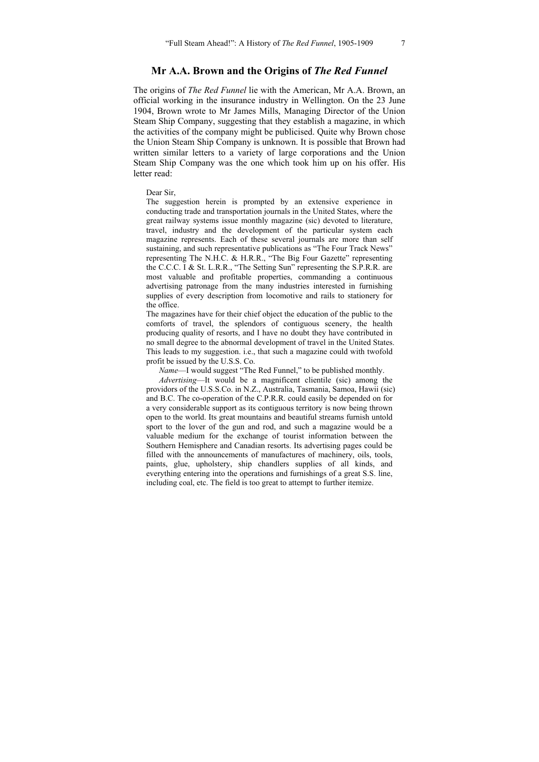## Mr A.A. Brown and the Origins of *The Red Funnel*

The origins of *The Red Funnel* lie with the American, Mr A.A. Brown, an official working in the insurance industry in Wellington. On the 23 June 1904, Brown wrote to Mr James Mills, Managing Director of the Union Steam Ship Company, suggesting that they establish a magazine, in which the activities of the company might be publicised. Quite why Brown chose the Union Steam Ship Company is unknown. It is possible that Brown had written similar letters to a variety of large corporations and the Union Steam Ship Company was the one which took him up on his offer. His letter read:

> Dear Sir,
>
> The suggestion herein is prompted by an extensive experience in conducting trade and transportation journals in the United States, where the great railway systems issue monthly magazine (sic) devoted to literature, travel, industry and the development of the particular system each magazine represents. Each of these several journals are more than self sustaining, and such representative publications as "The Four Track News" representing The N.H.C. & H.R.R., "The Big Four Gazette" representing the C.C.C. I & St. L.R.R., "The Setting Sun" representing the S.P.R.R. are most valuable and profitable properties, commanding a continuous advertising patronage from the many industries interested in furnishing supplies of every description from locomotive and rails to stationery for the office.
>
> The magazines have for their chief object the education of the public to the comforts of travel, the splendors of contiguous scenery, the health producing quality of resorts, and I have no doubt they have contributed in no small degree to the abnormal development of travel in the United States. This leads to my suggestion. i.e., that such a magazine could with twofold profit be issued by the U.S.S. Co.
>
> *Name*—I would suggest "The Red Funnel," to be published monthly.
>
> *Advertising*—It would be a magnificent clientile (sic) among the providors of the U.S.S.Co. in N.Z., Australia, Tasmania, Samoa, Hawii (sic) and B.C. The co-operation of the C.P.R.R. could easily be depended on for a very considerable support as its contiguous territory is now being thrown open to the world. Its great mountains and beautiful streams furnish untold sport to the lover of the gun and rod, and such a magazine would be a valuable medium for the exchange of tourist information between the Southern Hemisphere and Canadian resorts. Its advertising pages could be filled with the announcements of manufactures of machinery, oils, tools, paints, glue, upholstery, ship chandlers supplies of all kinds, and everything entering into the operations and furnishings of a great S.S. line, including coal, etc. The field is too great to attempt to further itemize.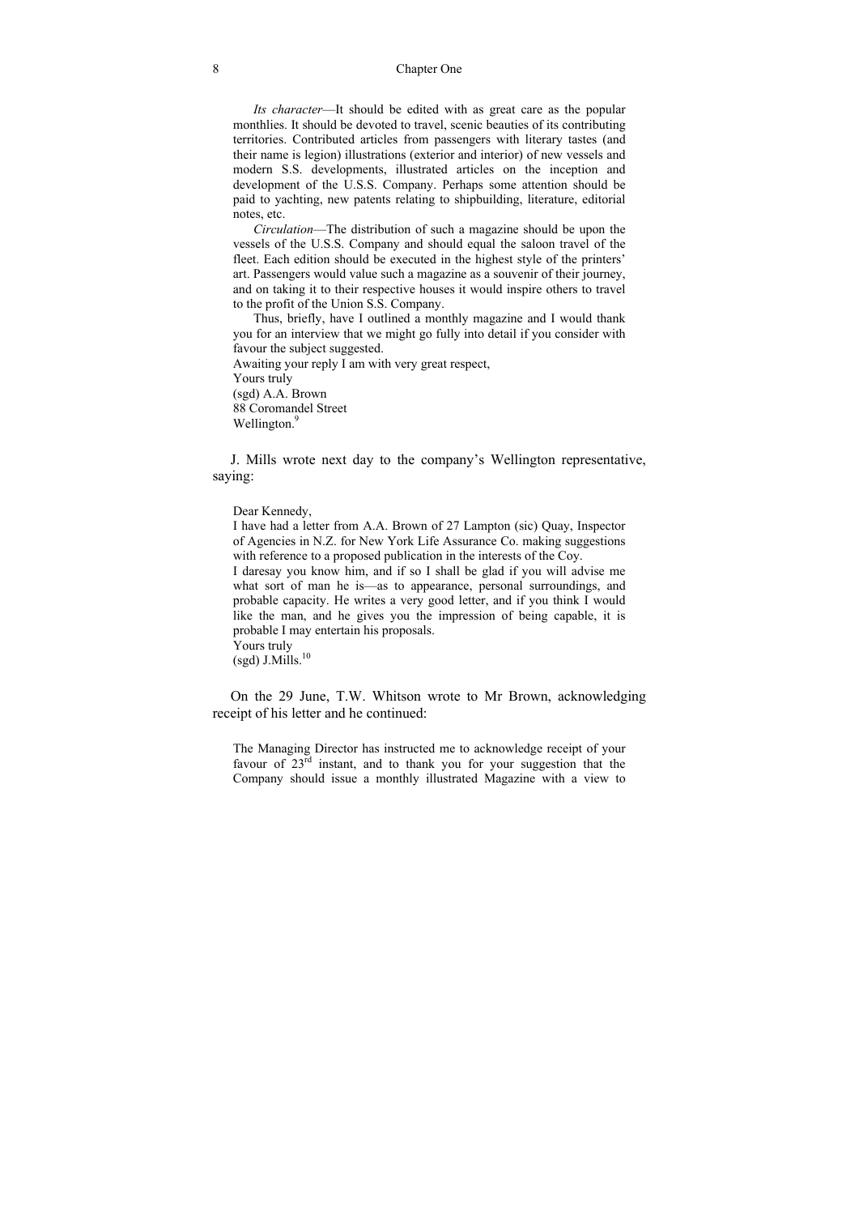*Its character*—It should be edited with as great care as the popular monthlies. It should be devoted to travel, scenic beauties of its contributing territories. Contributed articles from passengers with literary tastes (and their name is legion) illustrations (exterior and interior) of new vessels and modern S.S. developments, illustrated articles on the inception and development of the U.S.S. Company. Perhaps some attention should be paid to yachting, new patents relating to shipbuilding, literature, editorial notes, etc.

*Circulation*—The distribution of such a magazine should be upon the vessels of the U.S.S. Company and should equal the saloon travel of the fleet. Each edition should be executed in the highest style of the printers' art. Passengers would value such a magazine as a souvenir of their journey, and on taking it to their respective houses it would inspire others to travel to the profit of the Union S.S. Company.

Thus, briefly, have I outlined a monthly magazine and I would thank you for an interview that we might go fully into detail if you consider with favour the subject suggested.

Awaiting your reply I am with very great respect,
Yours truly
(sgd) A.A. Brown
88 Coromandel Street
Wellington.[9]

J. Mills wrote next day to the company's Wellington representative, saying:

Dear Kennedy,
I have had a letter from A.A. Brown of 27 Lampton (sic) Quay, Inspector of Agencies in N.Z. for New York Life Assurance Co. making suggestions with reference to a proposed publication in the interests of the Coy.
I daresay you know him, and if so I shall be glad if you will advise me what sort of man he is—as to appearance, personal surroundings, and probable capacity. He writes a very good letter, and if you think I would like the man, and he gives you the impression of being capable, it is probable I may entertain his proposals.
Yours truly
(sgd) J.Mills.[10]

On the 29 June, T.W. Whitson wrote to Mr Brown, acknowledging receipt of his letter and he continued:

The Managing Director has instructed me to acknowledge receipt of your favour of 23rd instant, and to thank you for your suggestion that the Company should issue a monthly illustrated Magazine with a view to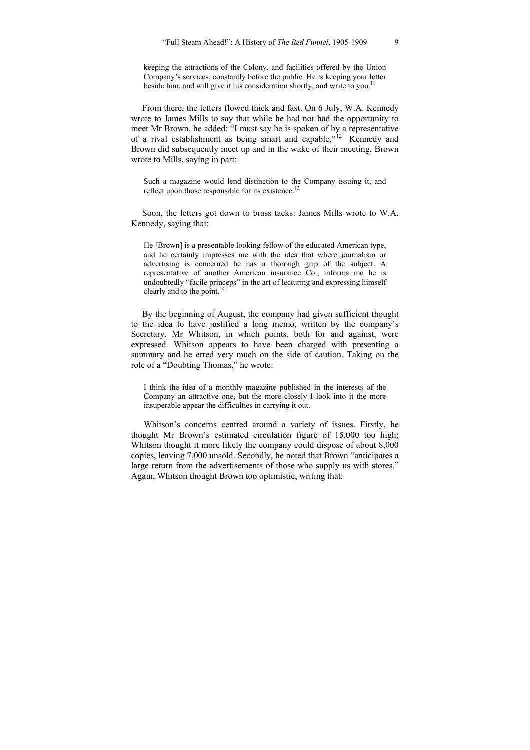keeping the attractions of the Colony, and facilities offered by the Union Company's services, constantly before the public. He is keeping your letter beside him, and will give it his consideration shortly, and write to you.[11]

From there, the letters flowed thick and fast. On 6 July, W.A. Kennedy wrote to James Mills to say that while he had not had the opportunity to meet Mr Brown, he added: "I must say he is spoken of by a representative of a rival establishment as being smart and capable."[12] Kennedy and Brown did subsequently meet up and in the wake of their meeting, Brown wrote to Mills, saying in part:

> Such a magazine would lend distinction to the Company issuing it, and reflect upon those responsible for its existence.[13]

Soon, the letters got down to brass tacks: James Mills wrote to W.A. Kennedy, saying that:

> He [Brown] is a presentable looking fellow of the educated American type, and he certainly impresses me with the idea that where journalism or advertising is concerned he has a thorough grip of the subject. A representative of another American insurance Co., informs me he is undoubtedly "facile princeps" in the art of lecturing and expressing himself clearly and to the point.[14]

By the beginning of August, the company had given sufficient thought to the idea to have justified a long memo, written by the company's Secretary, Mr Whitson, in which points, both for and against, were expressed. Whitson appears to have been charged with presenting a summary and he erred very much on the side of caution. Taking on the role of a "Doubting Thomas," he wrote:

> I think the idea of a monthly magazine published in the interests of the Company an attractive one, but the more closely I look into it the more insuperable appear the difficulties in carrying it out.

Whitson's concerns centred around a variety of issues. Firstly, he thought Mr Brown's estimated circulation figure of 15,000 too high; Whitson thought it more likely the company could dispose of about 8,000 copies, leaving 7,000 unsold. Secondly, he noted that Brown "anticipates a large return from the advertisements of those who supply us with stores." Again, Whitson thought Brown too optimistic, writing that: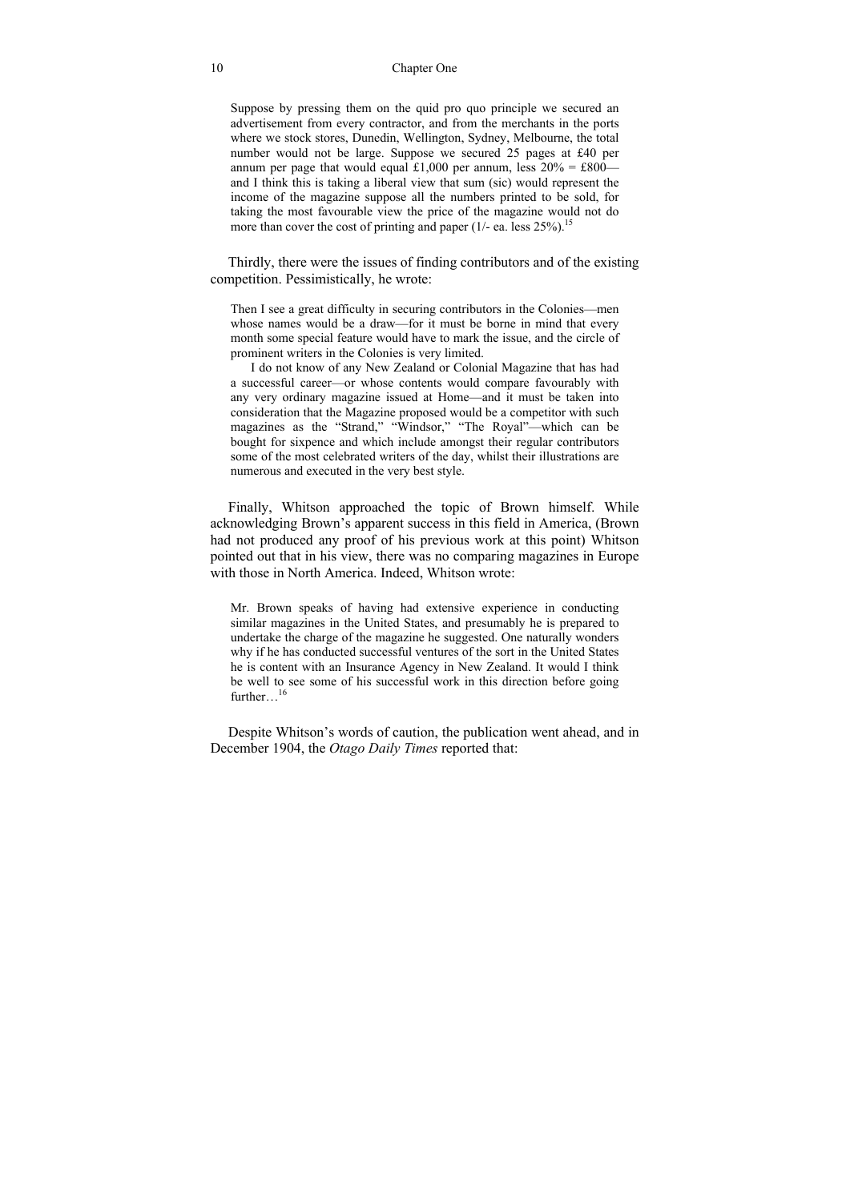> Suppose by pressing them on the quid pro quo principle we secured an advertisement from every contractor, and from the merchants in the ports where we stock stores, Dunedin, Wellington, Sydney, Melbourne, the total number would not be large. Suppose we secured 25 pages at £40 per annum per page that would equal £1,000 per annum, less 20% = £800—and I think this is taking a liberal view that sum (sic) would represent the income of the magazine suppose all the numbers printed to be sold, for taking the most favourable view the price of the magazine would not do more than cover the cost of printing and paper (1/- ea. less 25%).[15]

Thirdly, there were the issues of finding contributors and of the existing competition. Pessimistically, he wrote:

> Then I see a great difficulty in securing contributors in the Colonies—men whose names would be a draw—for it must be borne in mind that every month some special feature would have to mark the issue, and the circle of prominent writers in the Colonies is very limited.
>
> I do not know of any New Zealand or Colonial Magazine that has had a successful career—or whose contents would compare favourably with any very ordinary magazine issued at Home—and it must be taken into consideration that the Magazine proposed would be a competitor with such magazines as the "Strand," "Windsor," "The Royal"—which can be bought for sixpence and which include amongst their regular contributors some of the most celebrated writers of the day, whilst their illustrations are numerous and executed in the very best style.

Finally, Whitson approached the topic of Brown himself. While acknowledging Brown's apparent success in this field in America, (Brown had not produced any proof of his previous work at this point) Whitson pointed out that in his view, there was no comparing magazines in Europe with those in North America. Indeed, Whitson wrote:

> Mr. Brown speaks of having had extensive experience in conducting similar magazines in the United States, and presumably he is prepared to undertake the charge of the magazine he suggested. One naturally wonders why if he has conducted successful ventures of the sort in the United States he is content with an Insurance Agency in New Zealand. It would I think be well to see some of his successful work in this direction before going further…[16]

Despite Whitson's words of caution, the publication went ahead, and in December 1904, the *Otago Daily Times* reported that: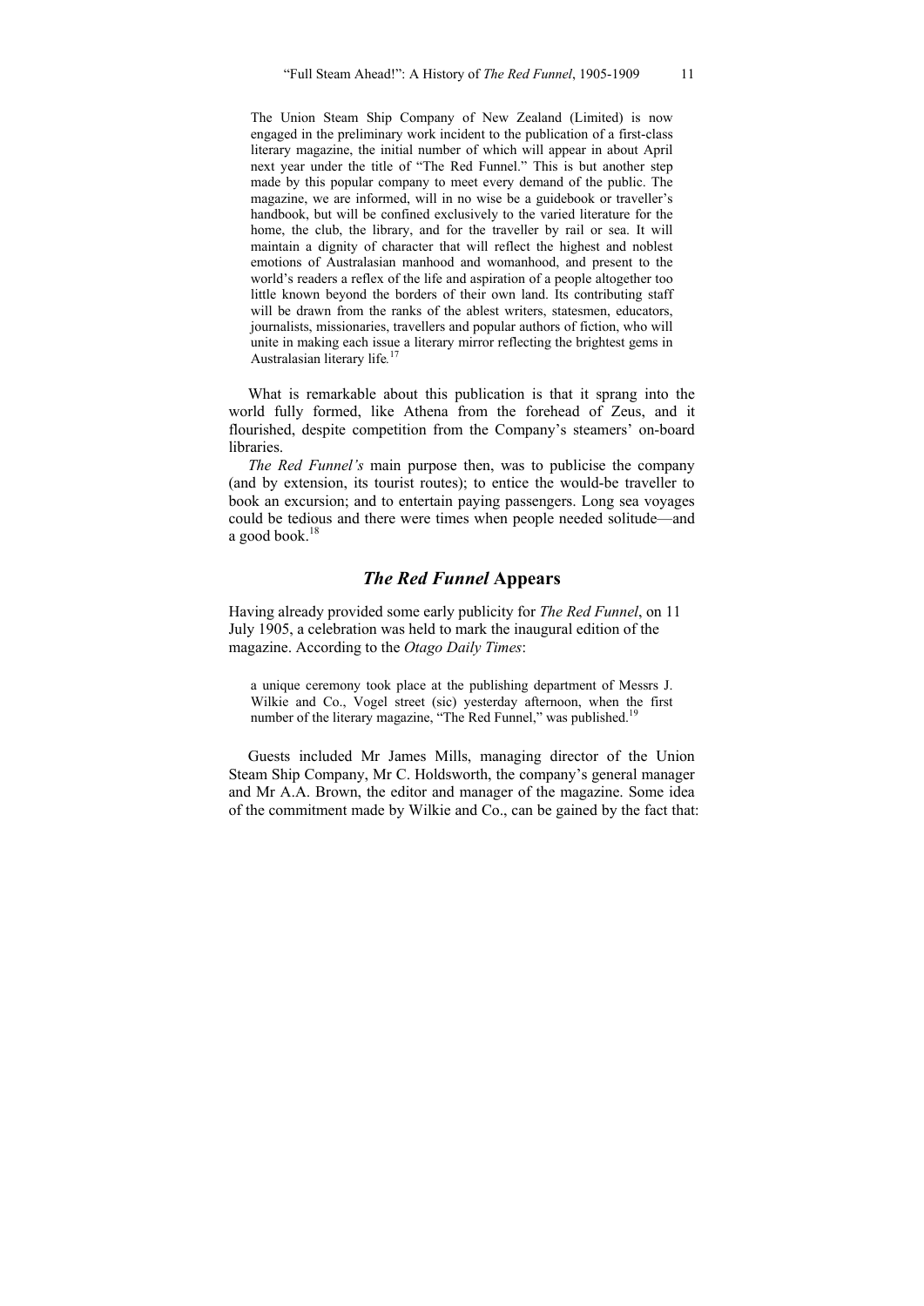> The Union Steam Ship Company of New Zealand (Limited) is now engaged in the preliminary work incident to the publication of a first-class literary magazine, the initial number of which will appear in about April next year under the title of "The Red Funnel." This is but another step made by this popular company to meet every demand of the public. The magazine, we are informed, will in no wise be a guidebook or traveller's handbook, but will be confined exclusively to the varied literature for the home, the club, the library, and for the traveller by rail or sea. It will maintain a dignity of character that will reflect the highest and noblest emotions of Australasian manhood and womanhood, and present to the world's readers a reflex of the life and aspiration of a people altogether too little known beyond the borders of their own land. Its contributing staff will be drawn from the ranks of the ablest writers, statesmen, educators, journalists, missionaries, travellers and popular authors of fiction, who will unite in making each issue a literary mirror reflecting the brightest gems in Australasian literary life.[17]

What is remarkable about this publication is that it sprang into the world fully formed, like Athena from the forehead of Zeus, and it flourished, despite competition from the Company's steamers' on-board libraries.

*The Red Funnel's* main purpose then, was to publicise the company (and by extension, its tourist routes); to entice the would-be traveller to book an excursion; and to entertain paying passengers. Long sea voyages could be tedious and there were times when people needed solitude—and a good book.[18]

## *The Red Funnel* Appears

Having already provided some early publicity for *The Red Funnel*, on 11 July 1905, a celebration was held to mark the inaugural edition of the magazine. According to the *Otago Daily Times*:

> a unique ceremony took place at the publishing department of Messrs J. Wilkie and Co., Vogel street (sic) yesterday afternoon, when the first number of the literary magazine, "The Red Funnel," was published.[19]

Guests included Mr James Mills, managing director of the Union Steam Ship Company, Mr C. Holdsworth, the company's general manager and Mr A.A. Brown, the editor and manager of the magazine. Some idea of the commitment made by Wilkie and Co., can be gained by the fact that: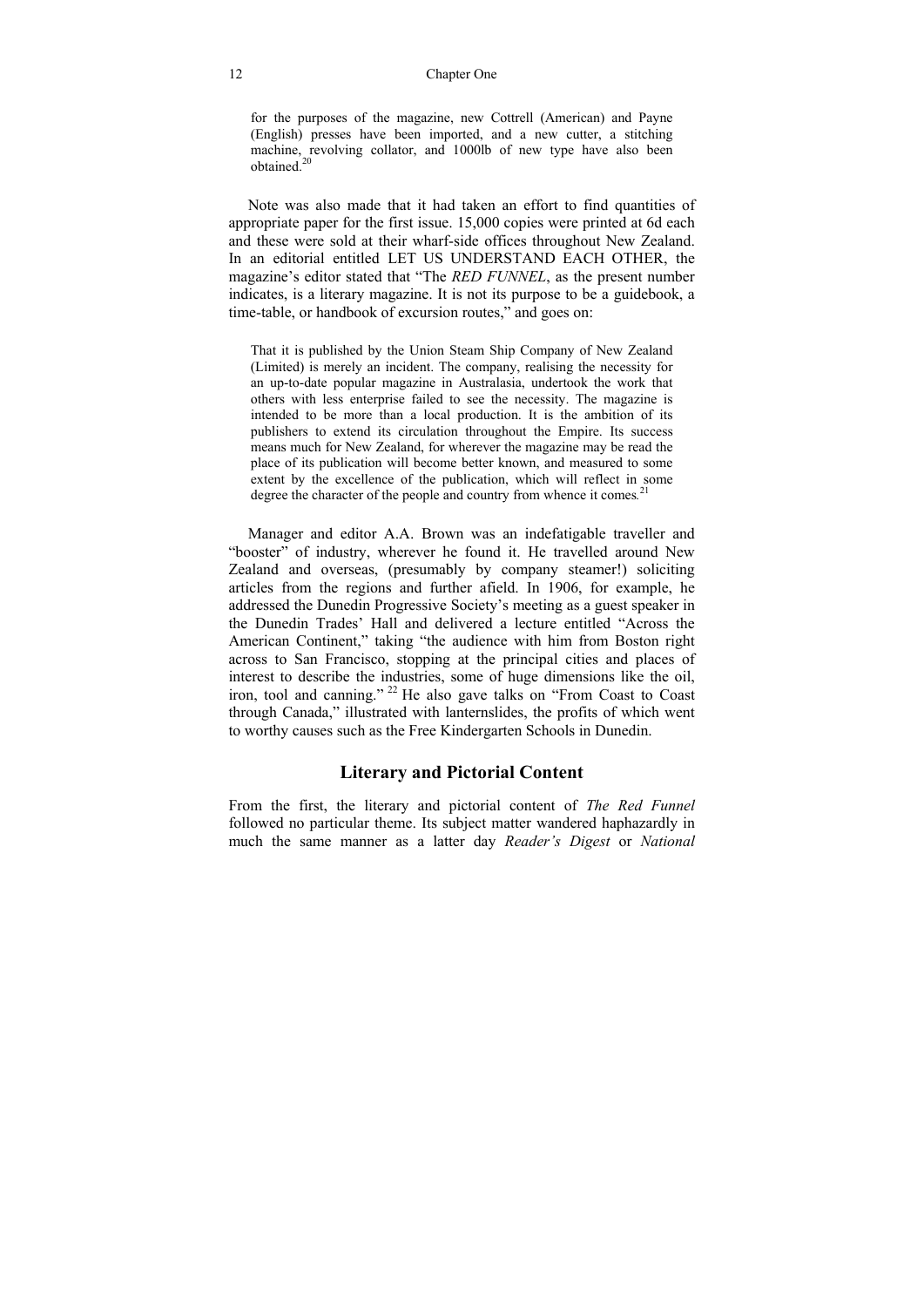> for the purposes of the magazine, new Cottrell (American) and Payne (English) presses have been imported, and a new cutter, a stitching machine, revolving collator, and 1000lb of new type have also been obtained.[20]

Note was also made that it had taken an effort to find quantities of appropriate paper for the first issue. 15,000 copies were printed at 6d each and these were sold at their wharf-side offices throughout New Zealand. In an editorial entitled LET US UNDERSTAND EACH OTHER, the magazine's editor stated that "The *RED FUNNEL*, as the present number indicates, is a literary magazine. It is not its purpose to be a guidebook, a time-table, or handbook of excursion routes," and goes on:

> That it is published by the Union Steam Ship Company of New Zealand (Limited) is merely an incident. The company, realising the necessity for an up-to-date popular magazine in Australasia, undertook the work that others with less enterprise failed to see the necessity. The magazine is intended to be more than a local production. It is the ambition of its publishers to extend its circulation throughout the Empire. Its success means much for New Zealand, for wherever the magazine may be read the place of its publication will become better known, and measured to some extent by the excellence of the publication, which will reflect in some degree the character of the people and country from whence it comes.[21]

Manager and editor A.A. Brown was an indefatigable traveller and "booster" of industry, wherever he found it. He travelled around New Zealand and overseas, (presumably by company steamer!) soliciting articles from the regions and further afield. In 1906, for example, he addressed the Dunedin Progressive Society's meeting as a guest speaker in the Dunedin Trades' Hall and delivered a lecture entitled "Across the American Continent," taking "the audience with him from Boston right across to San Francisco, stopping at the principal cities and places of interest to describe the industries, some of huge dimensions like the oil, iron, tool and canning." [22] He also gave talks on "From Coast to Coast through Canada," illustrated with lanternslides, the profits of which went to worthy causes such as the Free Kindergarten Schools in Dunedin.

## Literary and Pictorial Content

From the first, the literary and pictorial content of *The Red Funnel* followed no particular theme. Its subject matter wandered haphazardly in much the same manner as a latter day *Reader's Digest* or *National*